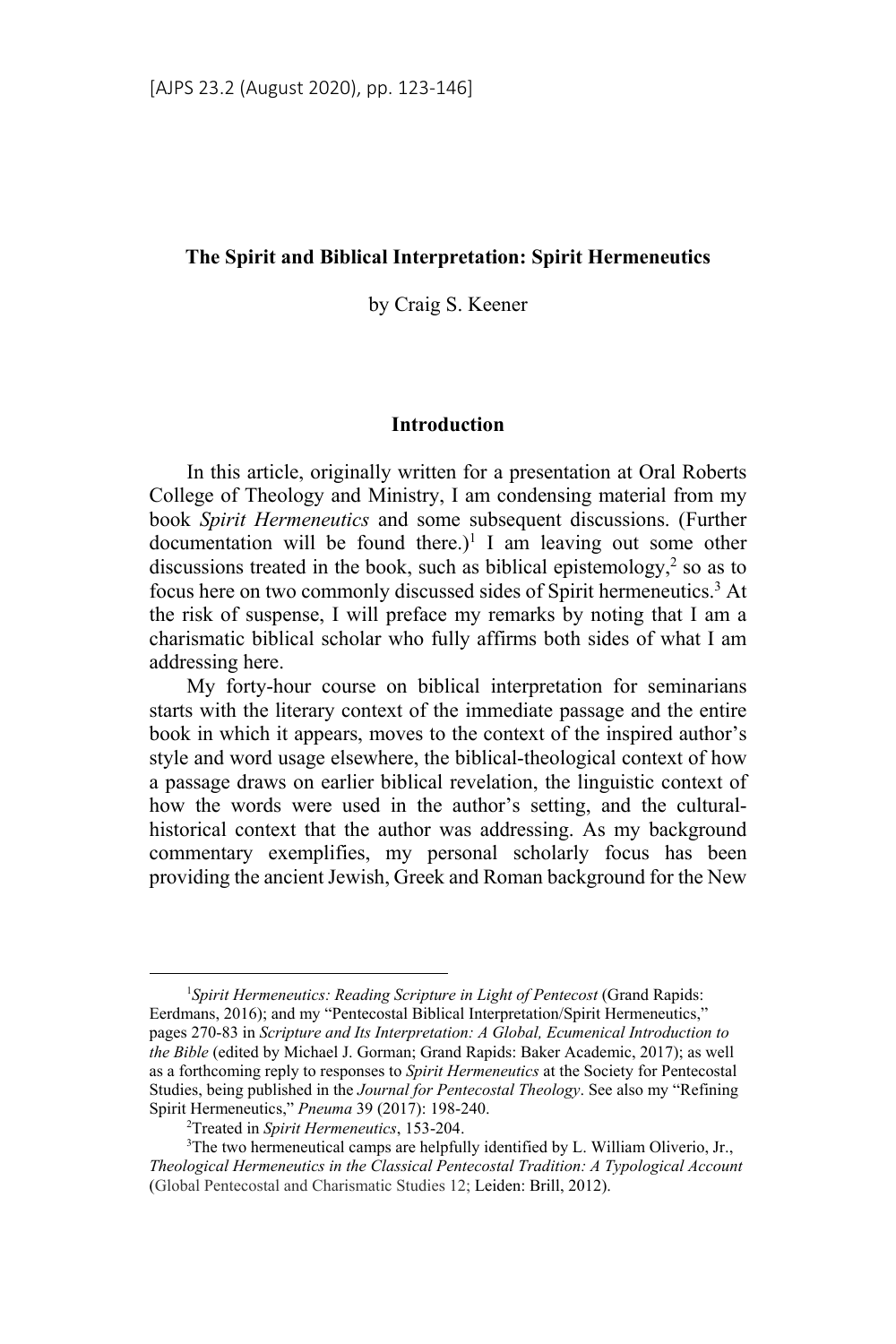# The Spirit and Biblical Interpretation: Spirit Hermeneutics

by Craig S. Keener

## Introduction

In this article, originally written for a presentation at Oral Roberts College of Theology and Ministry, I am condensing material from my book *Spirit Hermeneutics* and some subsequent discussions. (Further documentation will be found there.)[1] I am leaving out some other discussions treated in the book, such as biblical epistemology,[2] so as to focus here on two commonly discussed sides of Spirit hermeneutics.[3] At the risk of suspense, I will preface my remarks by noting that I am a charismatic biblical scholar who fully affirms both sides of what I am addressing here.

My forty-hour course on biblical interpretation for seminarians starts with the literary context of the immediate passage and the entire book in which it appears, moves to the context of the inspired author's style and word usage elsewhere, the biblical-theological context of how a passage draws on earlier biblical revelation, the linguistic context of how the words were used in the author's setting, and the cultural-historical context that the author was addressing. As my background commentary exemplifies, my personal scholarly focus has been providing the ancient Jewish, Greek and Roman background for the New

---

[1] *Spirit Hermeneutics: Reading Scripture in Light of Pentecost* (Grand Rapids: Eerdmans, 2016); and my "Pentecostal Biblical Interpretation/Spirit Hermeneutics," pages 270-83 in *Scripture and Its Interpretation: A Global, Ecumenical Introduction to the Bible* (edited by Michael J. Gorman; Grand Rapids: Baker Academic, 2017); as well as a forthcoming reply to responses to *Spirit Hermeneutics* at the Society for Pentecostal Studies, being published in the *Journal for Pentecostal Theology*. See also my "Refining Spirit Hermeneutics," *Pneuma* 39 (2017): 198-240.

[2] Treated in *Spirit Hermeneutics*, 153-204.

[3] The two hermeneutical camps are helpfully identified by L. William Oliverio, Jr., *Theological Hermeneutics in the Classical Pentecostal Tradition: A Typological Account* (Global Pentecostal and Charismatic Studies 12; Leiden: Brill, 2012).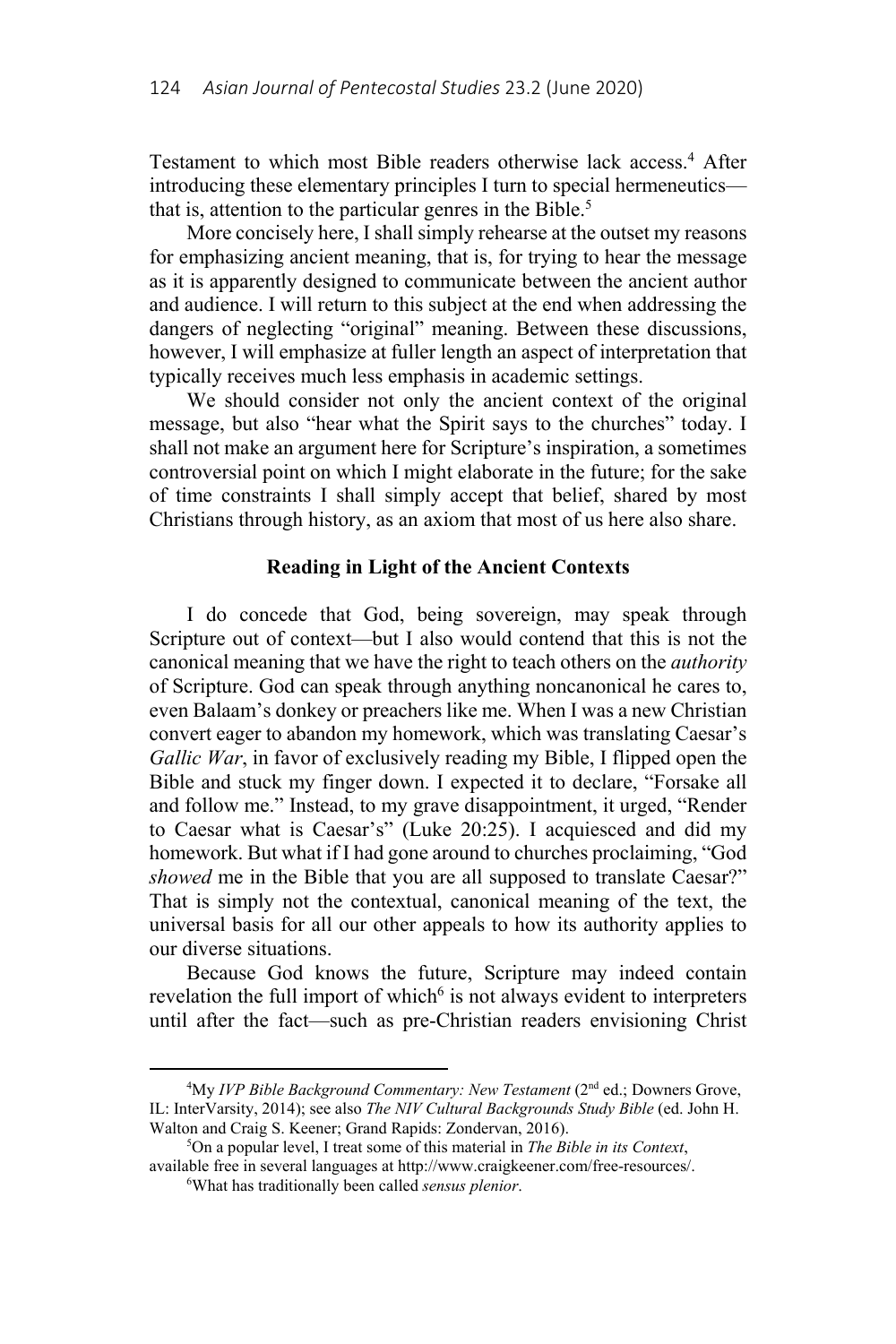Testament to which most Bible readers otherwise lack access.[4] After introducing these elementary principles I turn to special hermeneutics—that is, attention to the particular genres in the Bible.[5]

More concisely here, I shall simply rehearse at the outset my reasons for emphasizing ancient meaning, that is, for trying to hear the message as it is apparently designed to communicate between the ancient author and audience. I will return to this subject at the end when addressing the dangers of neglecting "original" meaning. Between these discussions, however, I will emphasize at fuller length an aspect of interpretation that typically receives much less emphasis in academic settings.

We should consider not only the ancient context of the original message, but also "hear what the Spirit says to the churches" today. I shall not make an argument here for Scripture's inspiration, a sometimes controversial point on which I might elaborate in the future; for the sake of time constraints I shall simply accept that belief, shared by most Christians through history, as an axiom that most of us here also share.

**Reading in Light of the Ancient Contexts**

I do concede that God, being sovereign, may speak through Scripture out of context—but I also would contend that this is not the canonical meaning that we have the right to teach others on the *authority* of Scripture. God can speak through anything noncanonical he cares to, even Balaam's donkey or preachers like me. When I was a new Christian convert eager to abandon my homework, which was translating Caesar's *Gallic War*, in favor of exclusively reading my Bible, I flipped open the Bible and stuck my finger down. I expected it to declare, "Forsake all and follow me." Instead, to my grave disappointment, it urged, "Render to Caesar what is Caesar's" (Luke 20:25). I acquiesced and did my homework. But what if I had gone around to churches proclaiming, "God *showed* me in the Bible that you are all supposed to translate Caesar?" That is simply not the contextual, canonical meaning of the text, the universal basis for all our other appeals to how its authority applies to our diverse situations.

Because God knows the future, Scripture may indeed contain revelation the full import of which[6] is not always evident to interpreters until after the fact—such as pre-Christian readers envisioning Christ

---

[4] My *IVP Bible Background Commentary: New Testament* (2nd ed.; Downers Grove, IL: InterVarsity, 2014); see also *The NIV Cultural Backgrounds Study Bible* (ed. John H. Walton and Craig S. Keener; Grand Rapids: Zondervan, 2016).

[5] On a popular level, I treat some of this material in *The Bible in its Context*, available free in several languages at http://www.craigkeener.com/free-resources/.

[6] What has traditionally been called *sensus plenior*.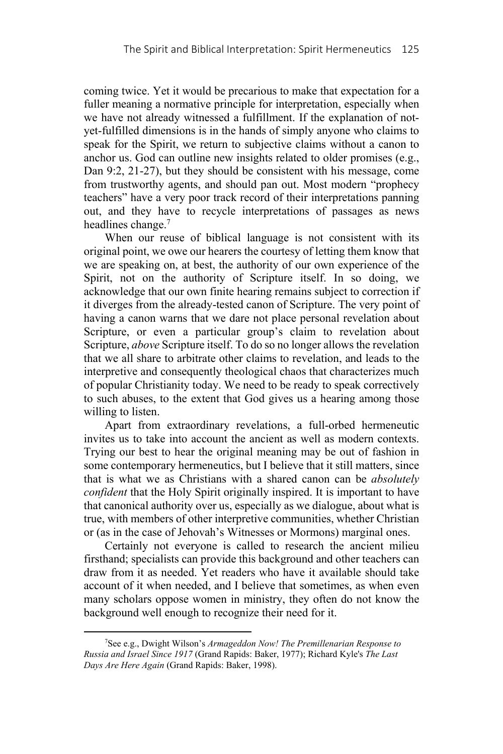coming twice. Yet it would be precarious to make that expectation for a fuller meaning a normative principle for interpretation, especially when we have not already witnessed a fulfillment. If the explanation of not-yet-fulfilled dimensions is in the hands of simply anyone who claims to speak for the Spirit, we return to subjective claims without a canon to anchor us. God can outline new insights related to older promises (e.g., Dan 9:2, 21-27), but they should be consistent with his message, come from trustworthy agents, and should pan out. Most modern "prophecy teachers" have a very poor track record of their interpretations panning out, and they have to recycle interpretations of passages as news headlines change.[7]

When our reuse of biblical language is not consistent with its original point, we owe our hearers the courtesy of letting them know that we are speaking on, at best, the authority of our own experience of the Spirit, not on the authority of Scripture itself. In so doing, we acknowledge that our own finite hearing remains subject to correction if it diverges from the already-tested canon of Scripture. The very point of having a canon warns that we dare not place personal revelation about Scripture, or even a particular group's claim to revelation about Scripture, *above* Scripture itself. To do so no longer allows the revelation that we all share to arbitrate other claims to revelation, and leads to the interpretive and consequently theological chaos that characterizes much of popular Christianity today. We need to be ready to speak correctively to such abuses, to the extent that God gives us a hearing among those willing to listen.

Apart from extraordinary revelations, a full-orbed hermeneutic invites us to take into account the ancient as well as modern contexts. Trying our best to hear the original meaning may be out of fashion in some contemporary hermeneutics, but I believe that it still matters, since that is what we as Christians with a shared canon can be *absolutely confident* that the Holy Spirit originally inspired. It is important to have that canonical authority over us, especially as we dialogue, about what is true, with members of other interpretive communities, whether Christian or (as in the case of Jehovah's Witnesses or Mormons) marginal ones.

Certainly not everyone is called to research the ancient milieu firsthand; specialists can provide this background and other teachers can draw from it as needed. Yet readers who have it available should take account of it when needed, and I believe that sometimes, as when even many scholars oppose women in ministry, they often do not know the background well enough to recognize their need for it.

---

[7]See e.g., Dwight Wilson's *Armageddon Now! The Premillenarian Response to Russia and Israel Since 1917* (Grand Rapids: Baker, 1977); Richard Kyle's *The Last Days Are Here Again* (Grand Rapids: Baker, 1998).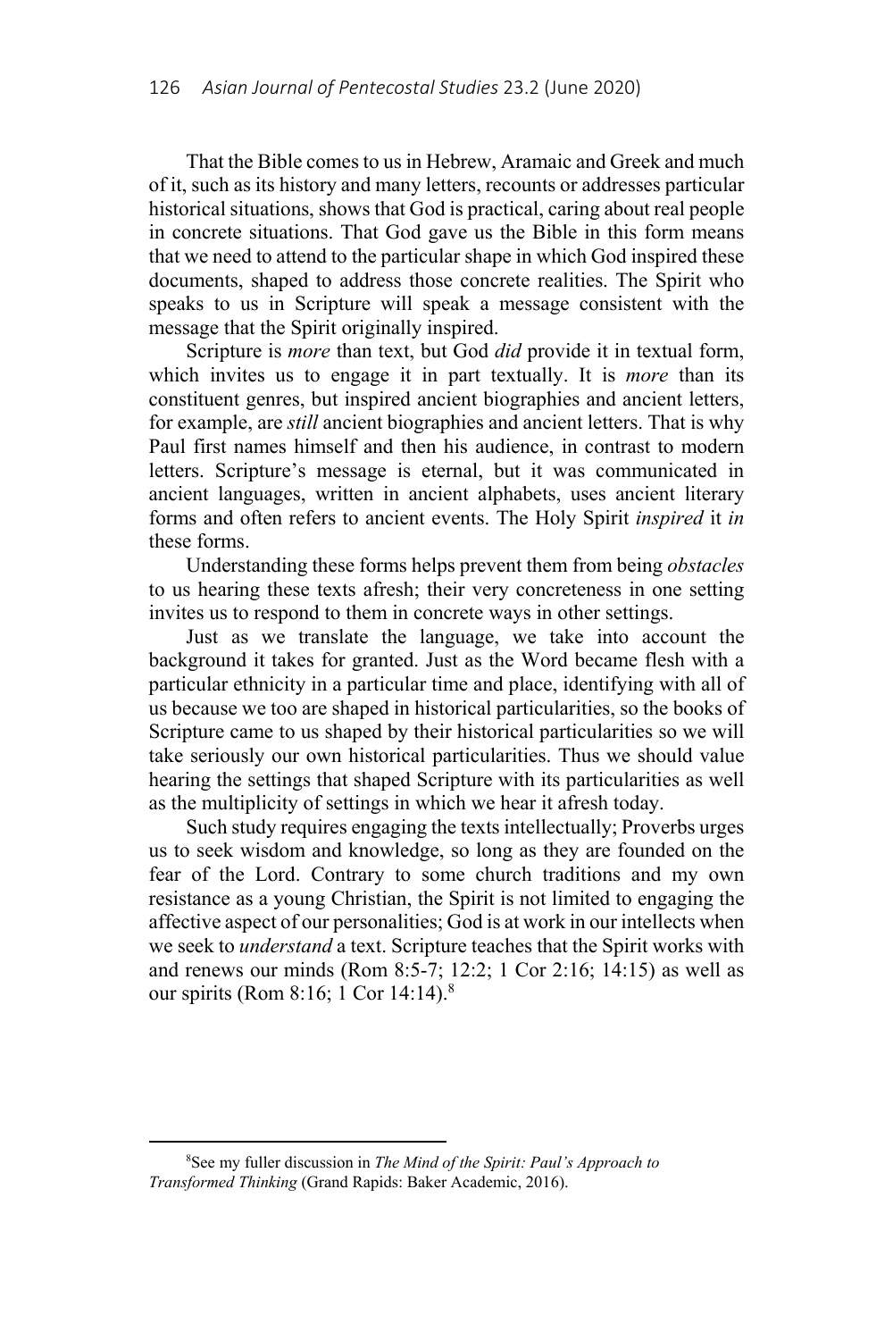That the Bible comes to us in Hebrew, Aramaic and Greek and much of it, such as its history and many letters, recounts or addresses particular historical situations, shows that God is practical, caring about real people in concrete situations. That God gave us the Bible in this form means that we need to attend to the particular shape in which God inspired these documents, shaped to address those concrete realities. The Spirit who speaks to us in Scripture will speak a message consistent with the message that the Spirit originally inspired.

Scripture is *more* than text, but God *did* provide it in textual form, which invites us to engage it in part textually. It is *more* than its constituent genres, but inspired ancient biographies and ancient letters, for example, are *still* ancient biographies and ancient letters. That is why Paul first names himself and then his audience, in contrast to modern letters. Scripture's message is eternal, but it was communicated in ancient languages, written in ancient alphabets, uses ancient literary forms and often refers to ancient events. The Holy Spirit *inspired* it *in* these forms.

Understanding these forms helps prevent them from being *obstacles* to us hearing these texts afresh; their very concreteness in one setting invites us to respond to them in concrete ways in other settings.

Just as we translate the language, we take into account the background it takes for granted. Just as the Word became flesh with a particular ethnicity in a particular time and place, identifying with all of us because we too are shaped in historical particularities, so the books of Scripture came to us shaped by their historical particularities so we will take seriously our own historical particularities. Thus we should value hearing the settings that shaped Scripture with its particularities as well as the multiplicity of settings in which we hear it afresh today.

Such study requires engaging the texts intellectually; Proverbs urges us to seek wisdom and knowledge, so long as they are founded on the fear of the Lord. Contrary to some church traditions and my own resistance as a young Christian, the Spirit is not limited to engaging the affective aspect of our personalities; God is at work in our intellects when we seek to *understand* a text. Scripture teaches that the Spirit works with and renews our minds (Rom 8:5-7; 12:2; 1 Cor 2:16; 14:15) as well as our spirits (Rom 8:16; 1 Cor 14:14).[8]

---

[8]See my fuller discussion in *The Mind of the Spirit: Paul's Approach to Transformed Thinking* (Grand Rapids: Baker Academic, 2016).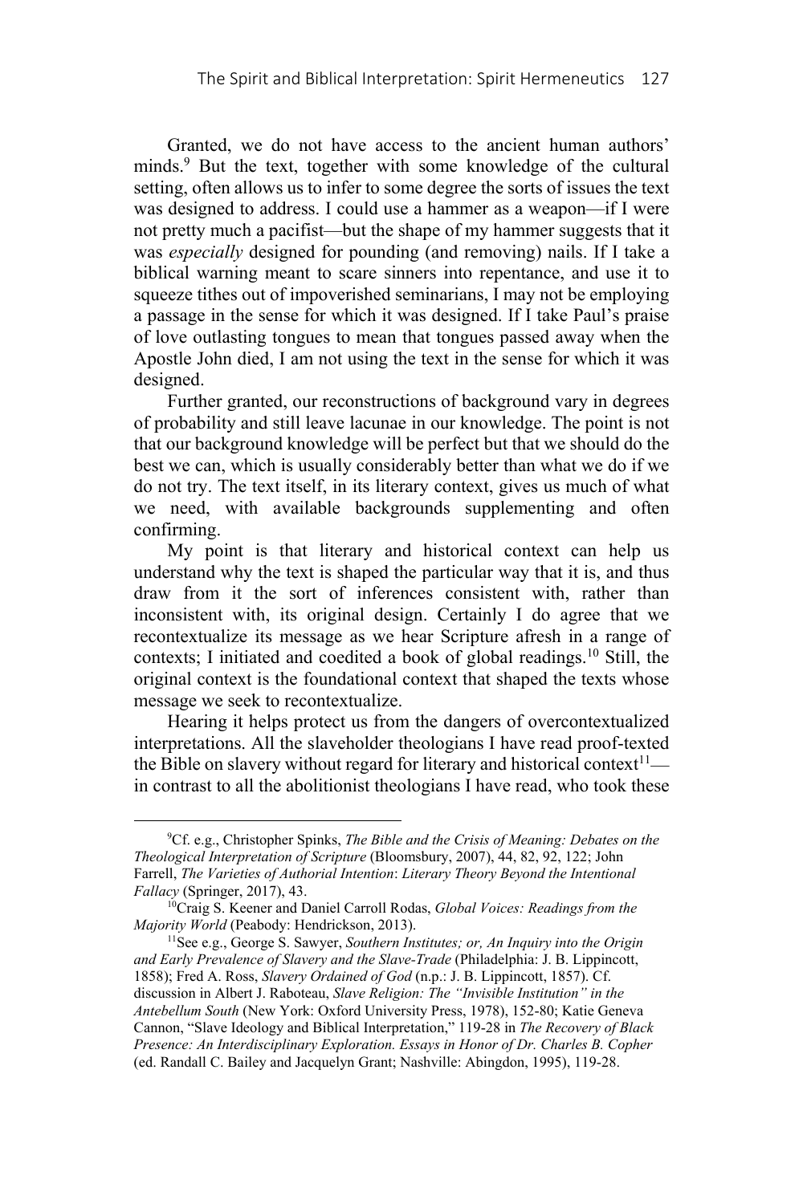Granted, we do not have access to the ancient human authors' minds.[9] But the text, together with some knowledge of the cultural setting, often allows us to infer to some degree the sorts of issues the text was designed to address. I could use a hammer as a weapon—if I were not pretty much a pacifist—but the shape of my hammer suggests that it was *especially* designed for pounding (and removing) nails. If I take a biblical warning meant to scare sinners into repentance, and use it to squeeze tithes out of impoverished seminarians, I may not be employing a passage in the sense for which it was designed. If I take Paul's praise of love outlasting tongues to mean that tongues passed away when the Apostle John died, I am not using the text in the sense for which it was designed.

Further granted, our reconstructions of background vary in degrees of probability and still leave lacunae in our knowledge. The point is not that our background knowledge will be perfect but that we should do the best we can, which is usually considerably better than what we do if we do not try. The text itself, in its literary context, gives us much of what we need, with available backgrounds supplementing and often confirming.

My point is that literary and historical context can help us understand why the text is shaped the particular way that it is, and thus draw from it the sort of inferences consistent with, rather than inconsistent with, its original design. Certainly I do agree that we recontextualize its message as we hear Scripture afresh in a range of contexts; I initiated and coedited a book of global readings.[10] Still, the original context is the foundational context that shaped the texts whose message we seek to recontextualize.

Hearing it helps protect us from the dangers of overcontextualized interpretations. All the slaveholder theologians I have read proof-texted the Bible on slavery without regard for literary and historical context[11]—in contrast to all the abolitionist theologians I have read, who took these

---

[9] Cf. e.g., Christopher Spinks, *The Bible and the Crisis of Meaning: Debates on the Theological Interpretation of Scripture* (Bloomsbury, 2007), 44, 82, 92, 122; John Farrell, *The Varieties of Authorial Intention*: *Literary Theory Beyond the Intentional Fallacy* (Springer, 2017), 43.

[10] Craig S. Keener and Daniel Carroll Rodas, *Global Voices: Readings from the Majority World* (Peabody: Hendrickson, 2013).

[11] See e.g., George S. Sawyer, *Southern Institutes; or, An Inquiry into the Origin and Early Prevalence of Slavery and the Slave-Trade* (Philadelphia: J. B. Lippincott, 1858); Fred A. Ross, *Slavery Ordained of God* (n.p.: J. B. Lippincott, 1857). Cf. discussion in Albert J. Raboteau, *Slave Religion: The "Invisible Institution" in the Antebellum South* (New York: Oxford University Press, 1978), 152-80; Katie Geneva Cannon, "Slave Ideology and Biblical Interpretation," 119-28 in *The Recovery of Black Presence: An Interdisciplinary Exploration. Essays in Honor of Dr. Charles B. Copher* (ed. Randall C. Bailey and Jacquelyn Grant; Nashville: Abingdon, 1995), 119-28.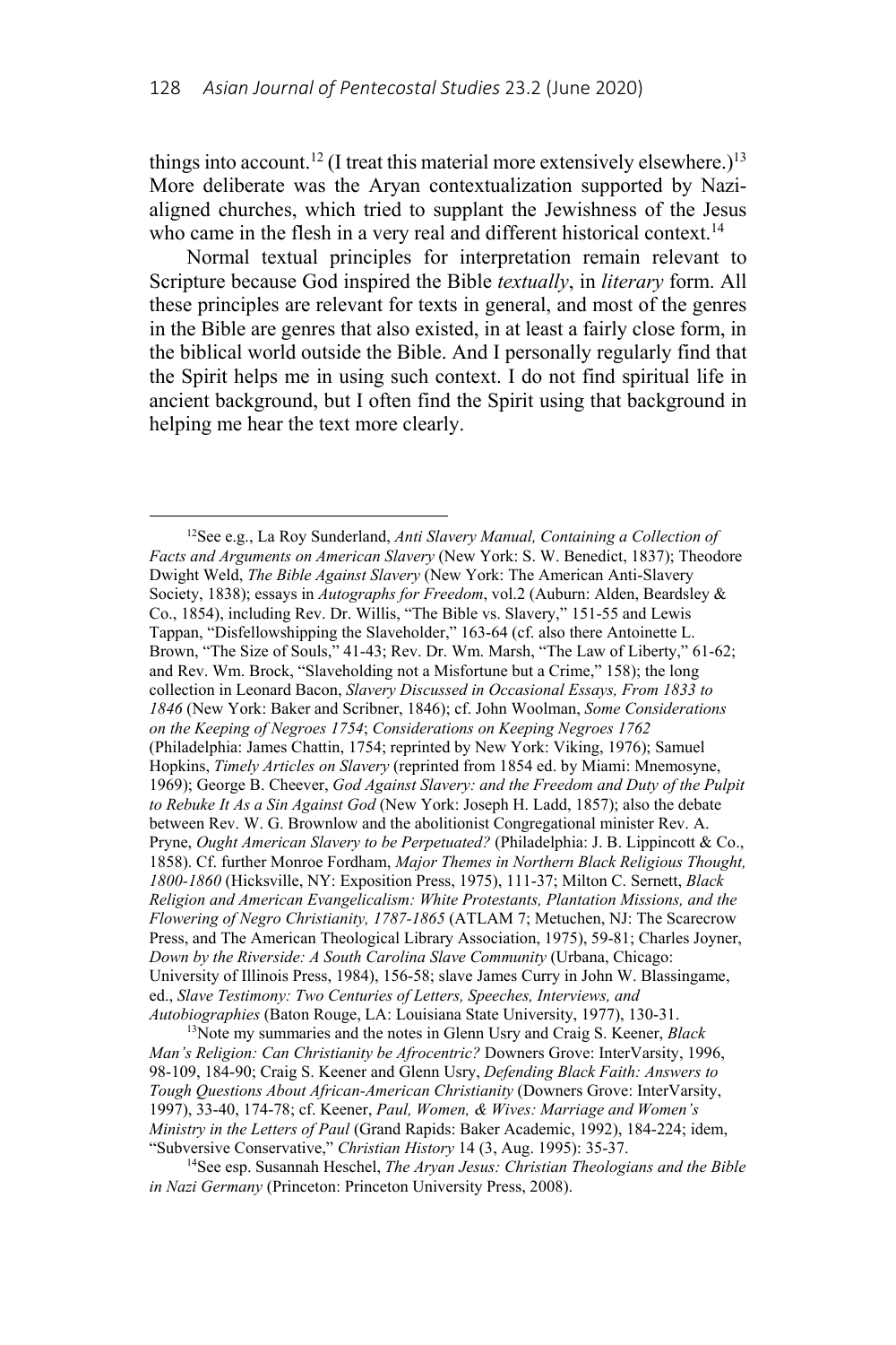things into account.[12] (I treat this material more extensively elsewhere.)[13] More deliberate was the Aryan contextualization supported by Nazi-aligned churches, which tried to supplant the Jewishness of the Jesus who came in the flesh in a very real and different historical context.[14]

Normal textual principles for interpretation remain relevant to Scripture because God inspired the Bible *textually*, in *literary* form. All these principles are relevant for texts in general, and most of the genres in the Bible are genres that also existed, in at least a fairly close form, in the biblical world outside the Bible. And I personally regularly find that the Spirit helps me in using such context. I do not find spiritual life in ancient background, but I often find the Spirit using that background in helping me hear the text more clearly.

---

[12]See e.g., La Roy Sunderland, *Anti Slavery Manual, Containing a Collection of Facts and Arguments on American Slavery* (New York: S. W. Benedict, 1837); Theodore Dwight Weld, *The Bible Against Slavery* (New York: The American Anti-Slavery Society, 1838); essays in *Autographs for Freedom*, vol.2 (Auburn: Alden, Beardsley & Co., 1854), including Rev. Dr. Willis, "The Bible vs. Slavery," 151-55 and Lewis Tappan, "Disfellowshipping the Slaveholder," 163-64 (cf. also there Antoinette L. Brown, "The Size of Souls," 41-43; Rev. Dr. Wm. Marsh, "The Law of Liberty," 61-62; and Rev. Wm. Brock, "Slaveholding not a Misfortune but a Crime," 158); the long collection in Leonard Bacon, *Slavery Discussed in Occasional Essays, From 1833 to 1846* (New York: Baker and Scribner, 1846); cf. John Woolman, *Some Considerations on the Keeping of Negroes 1754*; *Considerations on Keeping Negroes 1762* (Philadelphia: James Chattin, 1754; reprinted by New York: Viking, 1976); Samuel Hopkins, *Timely Articles on Slavery* (reprinted from 1854 ed. by Miami: Mnemosyne, 1969); George B. Cheever, *God Against Slavery: and the Freedom and Duty of the Pulpit to Rebuke It As a Sin Against God* (New York: Joseph H. Ladd, 1857); also the debate between Rev. W. G. Brownlow and the abolitionist Congregational minister Rev. A. Pryne, *Ought American Slavery to be Perpetuated?* (Philadelphia: J. B. Lippincott & Co., 1858). Cf. further Monroe Fordham, *Major Themes in Northern Black Religious Thought, 1800-1860* (Hicksville, NY: Exposition Press, 1975), 111-37; Milton C. Sernett, *Black Religion and American Evangelicalism: White Protestants, Plantation Missions, and the Flowering of Negro Christianity, 1787-1865* (ATLAM 7; Metuchen, NJ: The Scarecrow Press, and The American Theological Library Association, 1975), 59-81; Charles Joyner, *Down by the Riverside: A South Carolina Slave Community* (Urbana, Chicago: University of Illinois Press, 1984), 156-58; slave James Curry in John W. Blassingame, ed., *Slave Testimony: Two Centuries of Letters, Speeches, Interviews, and Autobiographies* (Baton Rouge, LA: Louisiana State University, 1977), 130-31.

[13]Note my summaries and the notes in Glenn Usry and Craig S. Keener, *Black Man's Religion: Can Christianity be Afrocentric?* Downers Grove: InterVarsity, 1996, 98-109, 184-90; Craig S. Keener and Glenn Usry, *Defending Black Faith: Answers to Tough Questions About African-American Christianity* (Downers Grove: InterVarsity, 1997), 33-40, 174-78; cf. Keener, *Paul, Women, & Wives: Marriage and Women's Ministry in the Letters of Paul* (Grand Rapids: Baker Academic, 1992), 184-224; idem, "Subversive Conservative," *Christian History* 14 (3, Aug. 1995): 35-37.

[14]See esp. Susannah Heschel, *The Aryan Jesus: Christian Theologians and the Bible in Nazi Germany* (Princeton: Princeton University Press, 2008).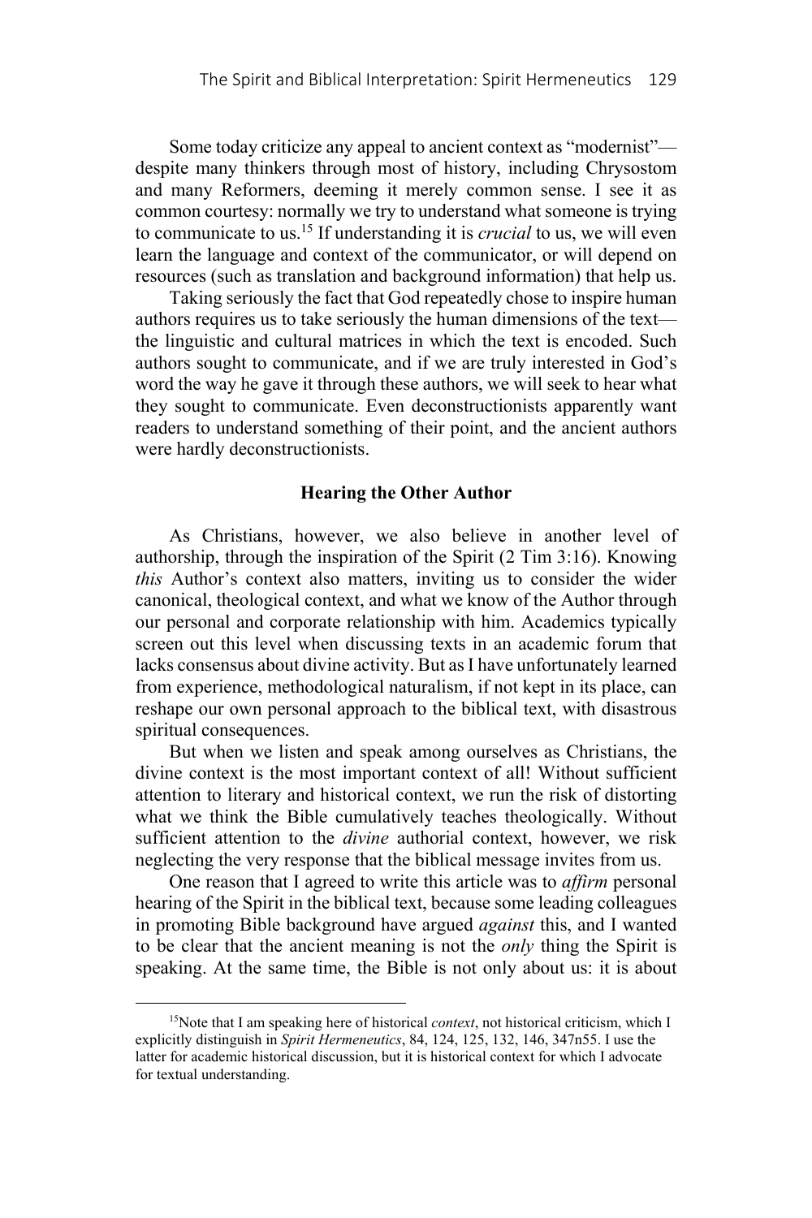Some today criticize any appeal to ancient context as "modernist"—despite many thinkers through most of history, including Chrysostom and many Reformers, deeming it merely common sense. I see it as common courtesy: normally we try to understand what someone is trying to communicate to us.[15] If understanding it is *crucial* to us, we will even learn the language and context of the communicator, or will depend on resources (such as translation and background information) that help us.

Taking seriously the fact that God repeatedly chose to inspire human authors requires us to take seriously the human dimensions of the text—the linguistic and cultural matrices in which the text is encoded. Such authors sought to communicate, and if we are truly interested in God's word the way he gave it through these authors, we will seek to hear what they sought to communicate. Even deconstructionists apparently want readers to understand something of their point, and the ancient authors were hardly deconstructionists.

## Hearing the Other Author

As Christians, however, we also believe in another level of authorship, through the inspiration of the Spirit (2 Tim 3:16). Knowing *this* Author's context also matters, inviting us to consider the wider canonical, theological context, and what we know of the Author through our personal and corporate relationship with him. Academics typically screen out this level when discussing texts in an academic forum that lacks consensus about divine activity. But as I have unfortunately learned from experience, methodological naturalism, if not kept in its place, can reshape our own personal approach to the biblical text, with disastrous spiritual consequences.

But when we listen and speak among ourselves as Christians, the divine context is the most important context of all! Without sufficient attention to literary and historical context, we run the risk of distorting what we think the Bible cumulatively teaches theologically. Without sufficient attention to the *divine* authorial context, however, we risk neglecting the very response that the biblical message invites from us.

One reason that I agreed to write this article was to *affirm* personal hearing of the Spirit in the biblical text, because some leading colleagues in promoting Bible background have argued *against* this, and I wanted to be clear that the ancient meaning is not the *only* thing the Spirit is speaking. At the same time, the Bible is not only about us: it is about

---

[15] Note that I am speaking here of historical *context*, not historical criticism, which I explicitly distinguish in *Spirit Hermeneutics*, 84, 124, 125, 132, 146, 347n55. I use the latter for academic historical discussion, but it is historical context for which I advocate for textual understanding.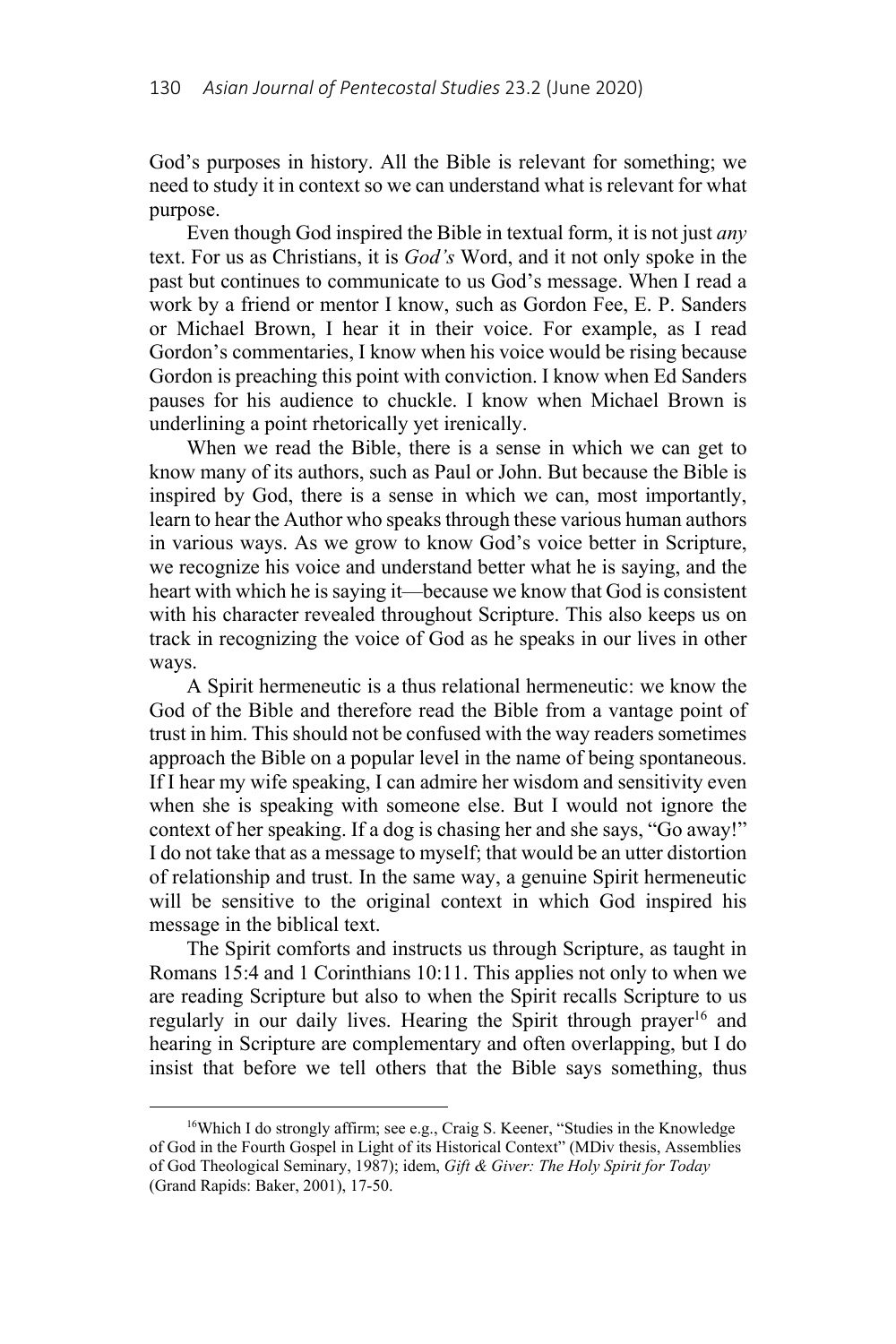God's purposes in history. All the Bible is relevant for something; we need to study it in context so we can understand what is relevant for what purpose.

Even though God inspired the Bible in textual form, it is not just *any* text. For us as Christians, it is *God's* Word, and it not only spoke in the past but continues to communicate to us God's message. When I read a work by a friend or mentor I know, such as Gordon Fee, E. P. Sanders or Michael Brown, I hear it in their voice. For example, as I read Gordon's commentaries, I know when his voice would be rising because Gordon is preaching this point with conviction. I know when Ed Sanders pauses for his audience to chuckle. I know when Michael Brown is underlining a point rhetorically yet irenically.

When we read the Bible, there is a sense in which we can get to know many of its authors, such as Paul or John. But because the Bible is inspired by God, there is a sense in which we can, most importantly, learn to hear the Author who speaks through these various human authors in various ways. As we grow to know God's voice better in Scripture, we recognize his voice and understand better what he is saying, and the heart with which he is saying it—because we know that God is consistent with his character revealed throughout Scripture. This also keeps us on track in recognizing the voice of God as he speaks in our lives in other ways.

A Spirit hermeneutic is a thus relational hermeneutic: we know the God of the Bible and therefore read the Bible from a vantage point of trust in him. This should not be confused with the way readers sometimes approach the Bible on a popular level in the name of being spontaneous. If I hear my wife speaking, I can admire her wisdom and sensitivity even when she is speaking with someone else. But I would not ignore the context of her speaking. If a dog is chasing her and she says, "Go away!" I do not take that as a message to myself; that would be an utter distortion of relationship and trust. In the same way, a genuine Spirit hermeneutic will be sensitive to the original context in which God inspired his message in the biblical text.

The Spirit comforts and instructs us through Scripture, as taught in Romans 15:4 and 1 Corinthians 10:11. This applies not only to when we are reading Scripture but also to when the Spirit recalls Scripture to us regularly in our daily lives. Hearing the Spirit through prayer[16] and hearing in Scripture are complementary and often overlapping, but I do insist that before we tell others that the Bible says something, thus

---

[16]Which I do strongly affirm; see e.g., Craig S. Keener, "Studies in the Knowledge of God in the Fourth Gospel in Light of its Historical Context" (MDiv thesis, Assemblies of God Theological Seminary, 1987); idem, *Gift & Giver: The Holy Spirit for Today* (Grand Rapids: Baker, 2001), 17-50.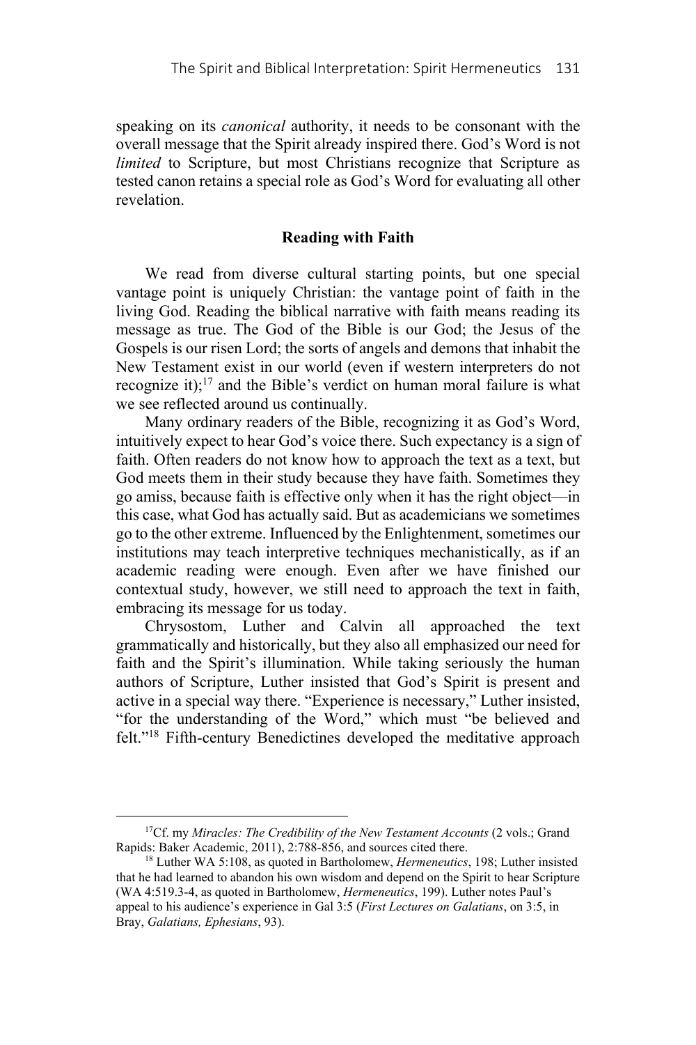speaking on its *canonical* authority, it needs to be consonant with the overall message that the Spirit already inspired there. God's Word is not *limited* to Scripture, but most Christians recognize that Scripture as tested canon retains a special role as God's Word for evaluating all other revelation.

**Reading with Faith**

We read from diverse cultural starting points, but one special vantage point is uniquely Christian: the vantage point of faith in the living God. Reading the biblical narrative with faith means reading its message as true. The God of the Bible is our God; the Jesus of the Gospels is our risen Lord; the sorts of angels and demons that inhabit the New Testament exist in our world (even if western interpreters do not recognize it);[17] and the Bible's verdict on human moral failure is what we see reflected around us continually.

Many ordinary readers of the Bible, recognizing it as God's Word, intuitively expect to hear God's voice there. Such expectancy is a sign of faith. Often readers do not know how to approach the text as a text, but God meets them in their study because they have faith. Sometimes they go amiss, because faith is effective only when it has the right object—in this case, what God has actually said. But as academicians we sometimes go to the other extreme. Influenced by the Enlightenment, sometimes our institutions may teach interpretive techniques mechanistically, as if an academic reading were enough. Even after we have finished our contextual study, however, we still need to approach the text in faith, embracing its message for us today.

Chrysostom, Luther and Calvin all approached the text grammatically and historically, but they also all emphasized our need for faith and the Spirit's illumination. While taking seriously the human authors of Scripture, Luther insisted that God's Spirit is present and active in a special way there. "Experience is necessary," Luther insisted, "for the understanding of the Word," which must "be believed and felt."[18] Fifth-century Benedictines developed the meditative approach

---

[17] Cf. my *Miracles: The Credibility of the New Testament Accounts* (2 vols.; Grand Rapids: Baker Academic, 2011), 2:788-856, and sources cited there.

[18] Luther WA 5:108, as quoted in Bartholomew, *Hermeneutics*, 198; Luther insisted that he had learned to abandon his own wisdom and depend on the Spirit to hear Scripture (WA 4:519.3-4, as quoted in Bartholomew, *Hermeneutics*, 199). Luther notes Paul's appeal to his audience's experience in Gal 3:5 (*First Lectures on Galatians*, on 3:5, in Bray, *Galatians, Ephesians*, 93).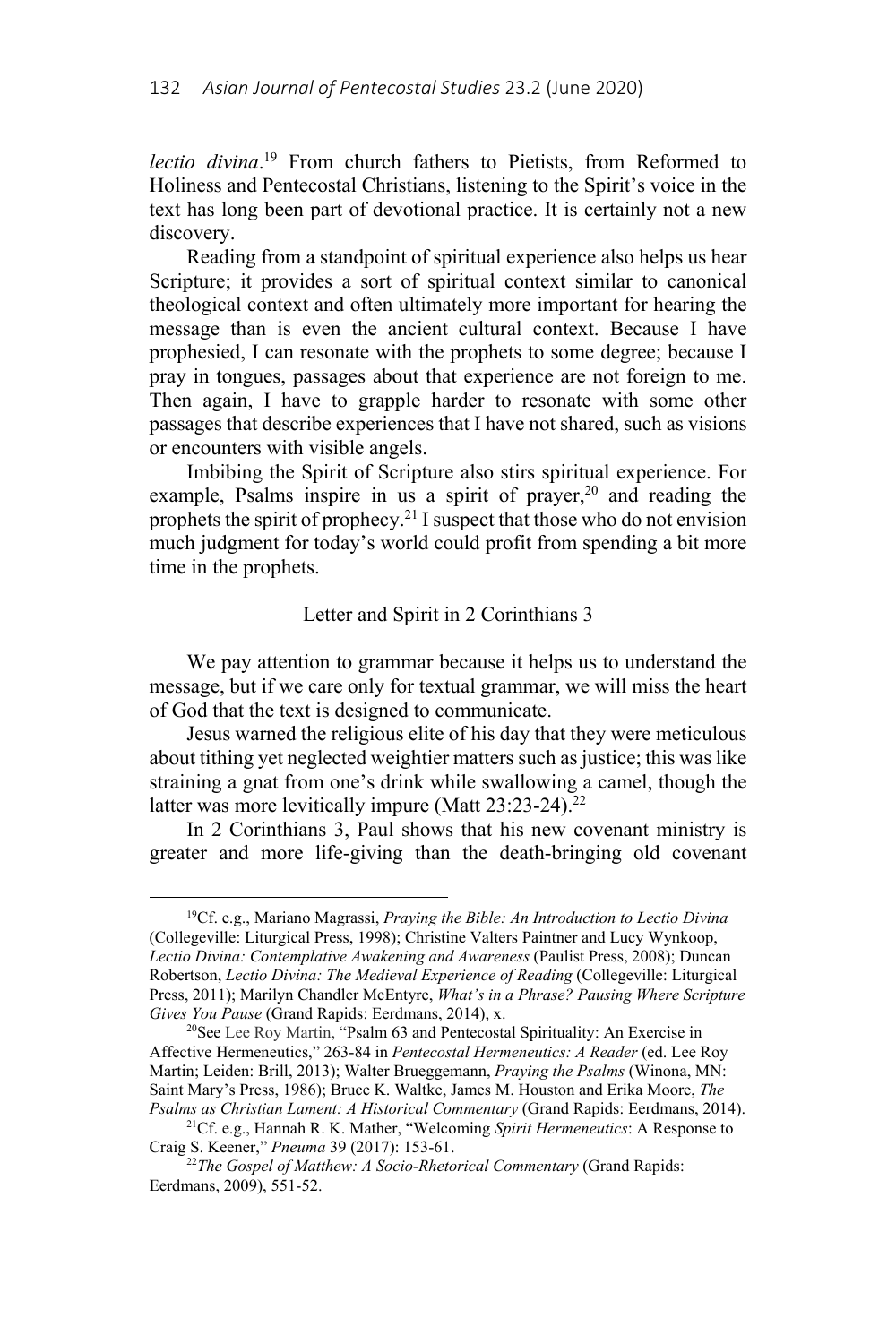*lectio divina*.[19] From church fathers to Pietists, from Reformed to Holiness and Pentecostal Christians, listening to the Spirit's voice in the text has long been part of devotional practice. It is certainly not a new discovery.

Reading from a standpoint of spiritual experience also helps us hear Scripture; it provides a sort of spiritual context similar to canonical theological context and often ultimately more important for hearing the message than is even the ancient cultural context. Because I have prophesied, I can resonate with the prophets to some degree; because I pray in tongues, passages about that experience are not foreign to me. Then again, I have to grapple harder to resonate with some other passages that describe experiences that I have not shared, such as visions or encounters with visible angels.

Imbibing the Spirit of Scripture also stirs spiritual experience. For example, Psalms inspire in us a spirit of prayer,[20] and reading the prophets the spirit of prophecy.[21] I suspect that those who do not envision much judgment for today's world could profit from spending a bit more time in the prophets.

## Letter and Spirit in 2 Corinthians 3

We pay attention to grammar because it helps us to understand the message, but if we care only for textual grammar, we will miss the heart of God that the text is designed to communicate.

Jesus warned the religious elite of his day that they were meticulous about tithing yet neglected weightier matters such as justice; this was like straining a gnat from one's drink while swallowing a camel, though the latter was more levitically impure (Matt 23:23-24).[22]

In 2 Corinthians 3, Paul shows that his new covenant ministry is greater and more life-giving than the death-bringing old covenant

---

[19] Cf. e.g., Mariano Magrassi, *Praying the Bible: An Introduction to Lectio Divina* (Collegeville: Liturgical Press, 1998); Christine Valters Paintner and Lucy Wynkoop, *Lectio Divina: Contemplative Awakening and Awareness* (Paulist Press, 2008); Duncan Robertson, *Lectio Divina: The Medieval Experience of Reading* (Collegeville: Liturgical Press, 2011); Marilyn Chandler McEntyre, *What's in a Phrase? Pausing Where Scripture Gives You Pause* (Grand Rapids: Eerdmans, 2014), x.

[20] See Lee Roy Martin, "Psalm 63 and Pentecostal Spirituality: An Exercise in Affective Hermeneutics," 263-84 in *Pentecostal Hermeneutics: A Reader* (ed. Lee Roy Martin; Leiden: Brill, 2013); Walter Brueggemann, *Praying the Psalms* (Winona, MN: Saint Mary's Press, 1986); Bruce K. Waltke, James M. Houston and Erika Moore, *The Psalms as Christian Lament: A Historical Commentary* (Grand Rapids: Eerdmans, 2014).

[21] Cf. e.g., Hannah R. K. Mather, "Welcoming *Spirit Hermeneutics*: A Response to Craig S. Keener," *Pneuma* 39 (2017): 153-61.

[22] *The Gospel of Matthew: A Socio-Rhetorical Commentary* (Grand Rapids: Eerdmans, 2009), 551-52.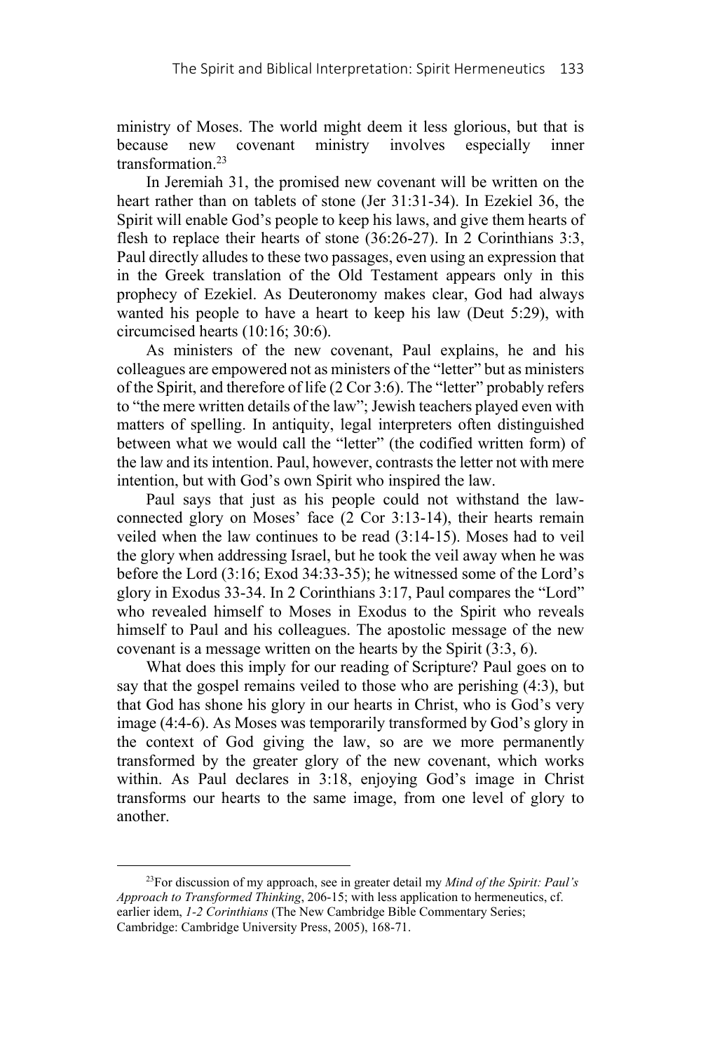ministry of Moses. The world might deem it less glorious, but that is because new covenant ministry involves especially inner transformation.[23]

In Jeremiah 31, the promised new covenant will be written on the heart rather than on tablets of stone (Jer 31:31-34). In Ezekiel 36, the Spirit will enable God's people to keep his laws, and give them hearts of flesh to replace their hearts of stone (36:26-27). In 2 Corinthians 3:3, Paul directly alludes to these two passages, even using an expression that in the Greek translation of the Old Testament appears only in this prophecy of Ezekiel. As Deuteronomy makes clear, God had always wanted his people to have a heart to keep his law (Deut 5:29), with circumcised hearts (10:16; 30:6).

As ministers of the new covenant, Paul explains, he and his colleagues are empowered not as ministers of the "letter" but as ministers of the Spirit, and therefore of life (2 Cor 3:6). The "letter" probably refers to "the mere written details of the law"; Jewish teachers played even with matters of spelling. In antiquity, legal interpreters often distinguished between what we would call the "letter" (the codified written form) of the law and its intention. Paul, however, contrasts the letter not with mere intention, but with God's own Spirit who inspired the law.

Paul says that just as his people could not withstand the law-connected glory on Moses' face (2 Cor 3:13-14), their hearts remain veiled when the law continues to be read (3:14-15). Moses had to veil the glory when addressing Israel, but he took the veil away when he was before the Lord (3:16; Exod 34:33-35); he witnessed some of the Lord's glory in Exodus 33-34. In 2 Corinthians 3:17, Paul compares the "Lord" who revealed himself to Moses in Exodus to the Spirit who reveals himself to Paul and his colleagues. The apostolic message of the new covenant is a message written on the hearts by the Spirit (3:3, 6).

What does this imply for our reading of Scripture? Paul goes on to say that the gospel remains veiled to those who are perishing (4:3), but that God has shone his glory in our hearts in Christ, who is God's very image (4:4-6). As Moses was temporarily transformed by God's glory in the context of God giving the law, so are we more permanently transformed by the greater glory of the new covenant, which works within. As Paul declares in 3:18, enjoying God's image in Christ transforms our hearts to the same image, from one level of glory to another.

---

[23]For discussion of my approach, see in greater detail my *Mind of the Spirit: Paul's Approach to Transformed Thinking*, 206-15; with less application to hermeneutics, cf. earlier idem, *1-2 Corinthians* (The New Cambridge Bible Commentary Series; Cambridge: Cambridge University Press, 2005), 168-71.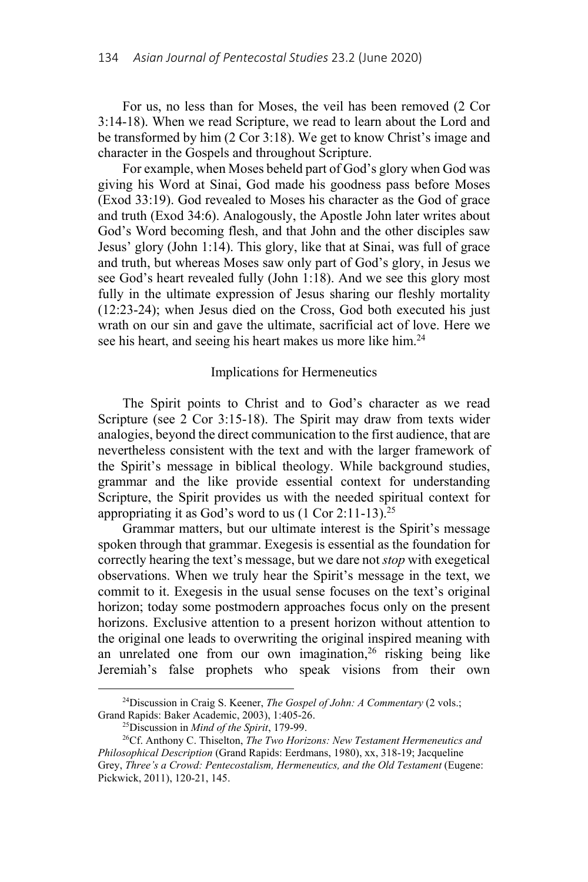For us, no less than for Moses, the veil has been removed (2 Cor 3:14-18). When we read Scripture, we read to learn about the Lord and be transformed by him (2 Cor 3:18). We get to know Christ's image and character in the Gospels and throughout Scripture.

For example, when Moses beheld part of God's glory when God was giving his Word at Sinai, God made his goodness pass before Moses (Exod 33:19). God revealed to Moses his character as the God of grace and truth (Exod 34:6). Analogously, the Apostle John later writes about God's Word becoming flesh, and that John and the other disciples saw Jesus' glory (John 1:14). This glory, like that at Sinai, was full of grace and truth, but whereas Moses saw only part of God's glory, in Jesus we see God's heart revealed fully (John 1:18). And we see this glory most fully in the ultimate expression of Jesus sharing our fleshly mortality (12:23-24); when Jesus died on the Cross, God both executed his just wrath on our sin and gave the ultimate, sacrificial act of love. Here we see his heart, and seeing his heart makes us more like him.[24]

## Implications for Hermeneutics

The Spirit points to Christ and to God's character as we read Scripture (see 2 Cor 3:15-18). The Spirit may draw from texts wider analogies, beyond the direct communication to the first audience, that are nevertheless consistent with the text and with the larger framework of the Spirit's message in biblical theology. While background studies, grammar and the like provide essential context for understanding Scripture, the Spirit provides us with the needed spiritual context for appropriating it as God's word to us (1 Cor 2:11-13).[25]

Grammar matters, but our ultimate interest is the Spirit's message spoken through that grammar. Exegesis is essential as the foundation for correctly hearing the text's message, but we dare not *stop* with exegetical observations. When we truly hear the Spirit's message in the text, we commit to it. Exegesis in the usual sense focuses on the text's original horizon; today some postmodern approaches focus only on the present horizons. Exclusive attention to a present horizon without attention to the original one leads to overwriting the original inspired meaning with an unrelated one from our own imagination,[26] risking being like Jeremiah's false prophets who speak visions from their own

---

[24] Discussion in Craig S. Keener, *The Gospel of John: A Commentary* (2 vols.; Grand Rapids: Baker Academic, 2003), 1:405-26.

[25] Discussion in *Mind of the Spirit*, 179-99.

[26] Cf. Anthony C. Thiselton, *The Two Horizons: New Testament Hermeneutics and Philosophical Description* (Grand Rapids: Eerdmans, 1980), xx, 318-19; Jacqueline Grey, *Three's a Crowd: Pentecostalism, Hermeneutics, and the Old Testament* (Eugene: Pickwick, 2011), 120-21, 145.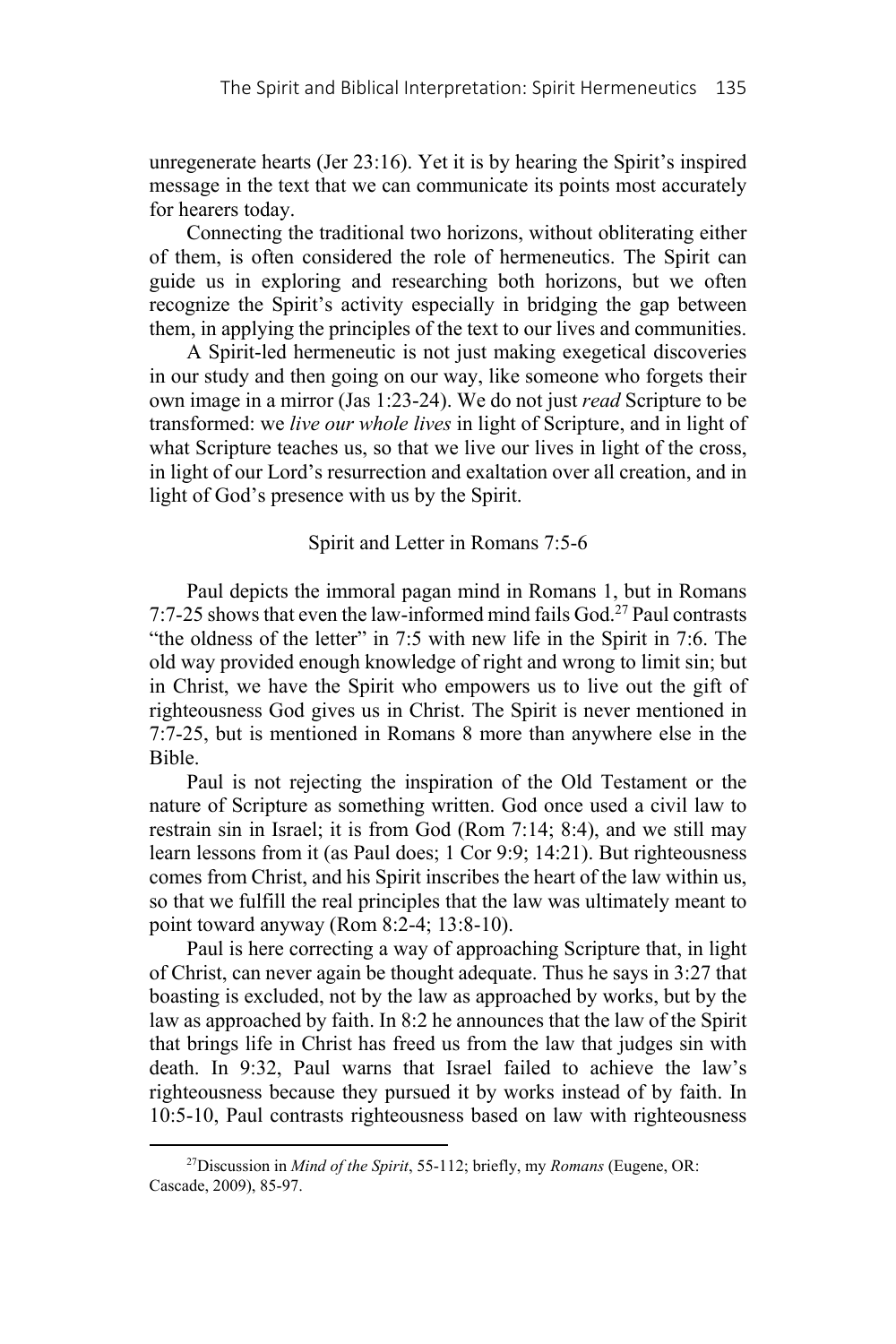unregenerate hearts (Jer 23:16). Yet it is by hearing the Spirit's inspired message in the text that we can communicate its points most accurately for hearers today.

Connecting the traditional two horizons, without obliterating either of them, is often considered the role of hermeneutics. The Spirit can guide us in exploring and researching both horizons, but we often recognize the Spirit's activity especially in bridging the gap between them, in applying the principles of the text to our lives and communities.

A Spirit-led hermeneutic is not just making exegetical discoveries in our study and then going on our way, like someone who forgets their own image in a mirror (Jas 1:23-24). We do not just *read* Scripture to be transformed: we *live our whole lives* in light of Scripture, and in light of what Scripture teaches us, so that we live our lives in light of the cross, in light of our Lord's resurrection and exaltation over all creation, and in light of God's presence with us by the Spirit.

## Spirit and Letter in Romans 7:5-6

Paul depicts the immoral pagan mind in Romans 1, but in Romans 7:7-25 shows that even the law-informed mind fails God.[27] Paul contrasts "the oldness of the letter" in 7:5 with new life in the Spirit in 7:6. The old way provided enough knowledge of right and wrong to limit sin; but in Christ, we have the Spirit who empowers us to live out the gift of righteousness God gives us in Christ. The Spirit is never mentioned in 7:7-25, but is mentioned in Romans 8 more than anywhere else in the Bible.

Paul is not rejecting the inspiration of the Old Testament or the nature of Scripture as something written. God once used a civil law to restrain sin in Israel; it is from God (Rom 7:14; 8:4), and we still may learn lessons from it (as Paul does; 1 Cor 9:9; 14:21). But righteousness comes from Christ, and his Spirit inscribes the heart of the law within us, so that we fulfill the real principles that the law was ultimately meant to point toward anyway (Rom 8:2-4; 13:8-10).

Paul is here correcting a way of approaching Scripture that, in light of Christ, can never again be thought adequate. Thus he says in 3:27 that boasting is excluded, not by the law as approached by works, but by the law as approached by faith. In 8:2 he announces that the law of the Spirit that brings life in Christ has freed us from the law that judges sin with death. In 9:32, Paul warns that Israel failed to achieve the law's righteousness because they pursued it by works instead of by faith. In 10:5-10, Paul contrasts righteousness based on law with righteousness

---

[27] Discussion in *Mind of the Spirit*, 55-112; briefly, my *Romans* (Eugene, OR: Cascade, 2009), 85-97.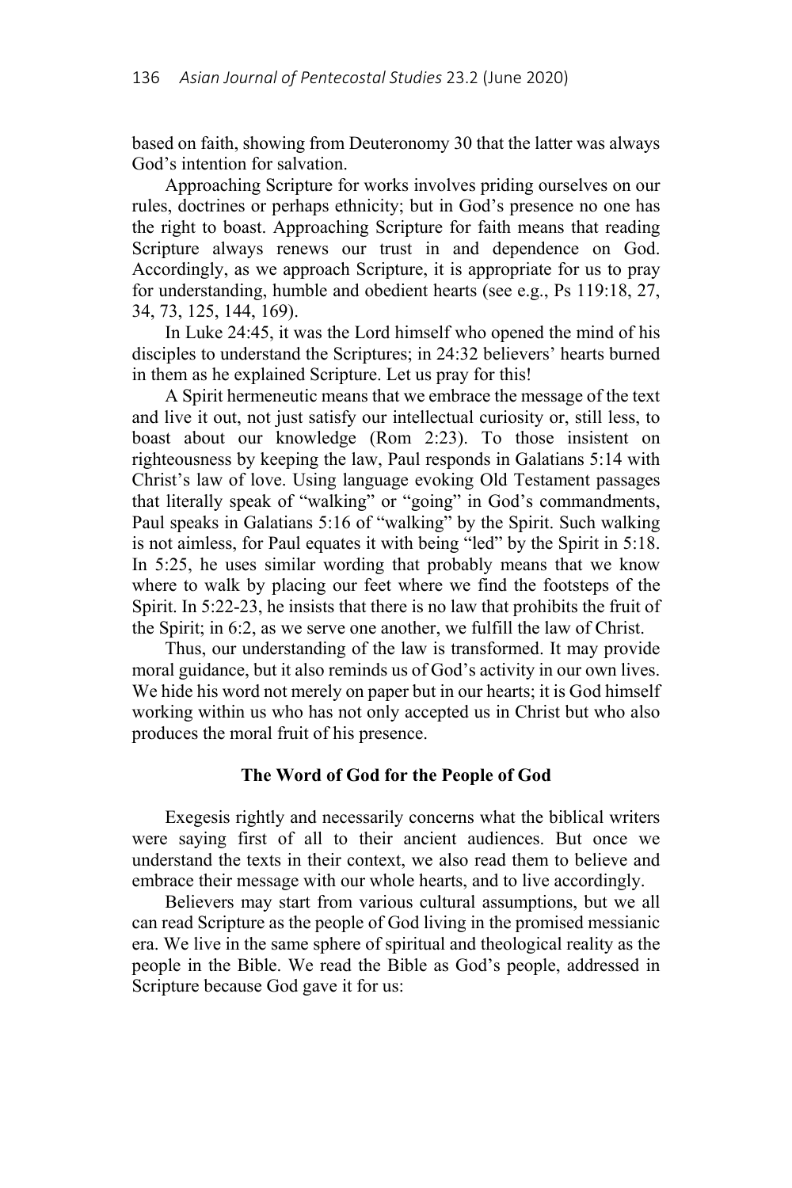based on faith, showing from Deuteronomy 30 that the latter was always God's intention for salvation.

Approaching Scripture for works involves priding ourselves on our rules, doctrines or perhaps ethnicity; but in God's presence no one has the right to boast. Approaching Scripture for faith means that reading Scripture always renews our trust in and dependence on God. Accordingly, as we approach Scripture, it is appropriate for us to pray for understanding, humble and obedient hearts (see e.g., Ps 119:18, 27, 34, 73, 125, 144, 169).

In Luke 24:45, it was the Lord himself who opened the mind of his disciples to understand the Scriptures; in 24:32 believers' hearts burned in them as he explained Scripture. Let us pray for this!

A Spirit hermeneutic means that we embrace the message of the text and live it out, not just satisfy our intellectual curiosity or, still less, to boast about our knowledge (Rom 2:23). To those insistent on righteousness by keeping the law, Paul responds in Galatians 5:14 with Christ's law of love. Using language evoking Old Testament passages that literally speak of "walking" or "going" in God's commandments, Paul speaks in Galatians 5:16 of "walking" by the Spirit. Such walking is not aimless, for Paul equates it with being "led" by the Spirit in 5:18. In 5:25, he uses similar wording that probably means that we know where to walk by placing our feet where we find the footsteps of the Spirit. In 5:22-23, he insists that there is no law that prohibits the fruit of the Spirit; in 6:2, as we serve one another, we fulfill the law of Christ.

Thus, our understanding of the law is transformed. It may provide moral guidance, but it also reminds us of God's activity in our own lives. We hide his word not merely on paper but in our hearts; it is God himself working within us who has not only accepted us in Christ but who also produces the moral fruit of his presence.

## The Word of God for the People of God

Exegesis rightly and necessarily concerns what the biblical writers were saying first of all to their ancient audiences. But once we understand the texts in their context, we also read them to believe and embrace their message with our whole hearts, and to live accordingly.

Believers may start from various cultural assumptions, but we all can read Scripture as the people of God living in the promised messianic era. We live in the same sphere of spiritual and theological reality as the people in the Bible. We read the Bible as God's people, addressed in Scripture because God gave it for us: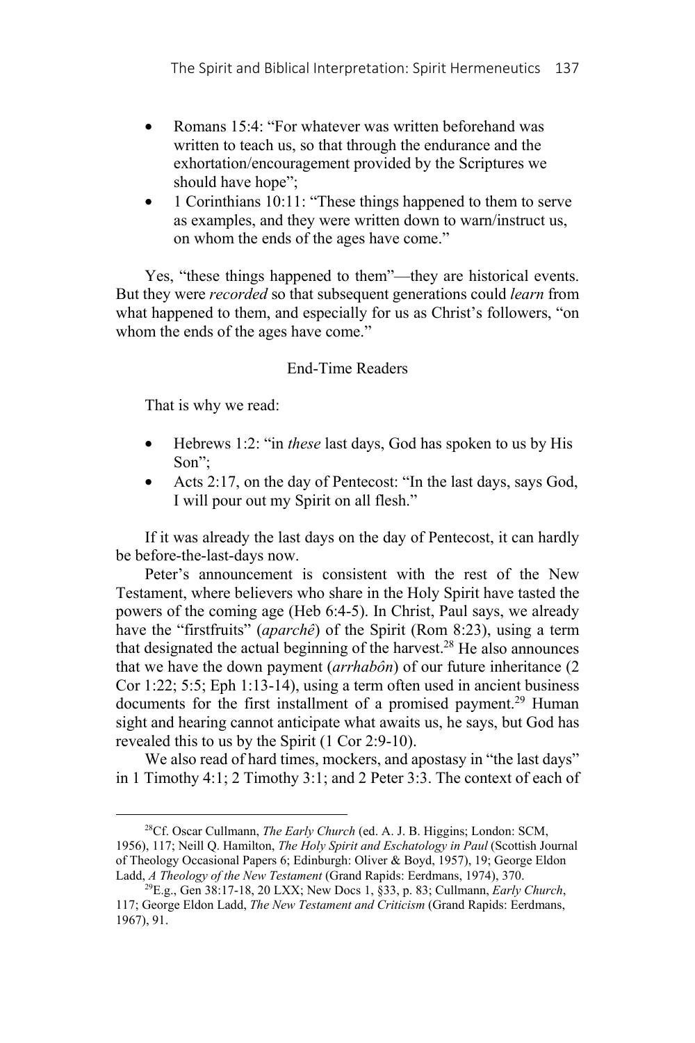- Romans 15:4: “For whatever was written beforehand was written to teach us, so that through the endurance and the exhortation/encouragement provided by the Scriptures we should have hope”;
- 1 Corinthians 10:11: “These things happened to them to serve as examples, and they were written down to warn/instruct us, on whom the ends of the ages have come.”

Yes, “these things happened to them”—they are historical events. But they were *recorded* so that subsequent generations could *learn* from what happened to them, and especially for us as Christ’s followers, “on whom the ends of the ages have come.”

### End-Time Readers

That is why we read:

- Hebrews 1:2: “in *these* last days, God has spoken to us by His Son”;
- Acts 2:17, on the day of Pentecost: “In the last days, says God, I will pour out my Spirit on all flesh.”

If it was already the last days on the day of Pentecost, it can hardly be before-the-last-days now.

Peter’s announcement is consistent with the rest of the New Testament, where believers who share in the Holy Spirit have tasted the powers of the coming age (Heb 6:4-5). In Christ, Paul says, we already have the “firstfruits” (*aparchê*) of the Spirit (Rom 8:23), using a term that designated the actual beginning of the harvest.[28] He also announces that we have the down payment (*arrhabôn*) of our future inheritance (2 Cor 1:22; 5:5; Eph 1:13-14), using a term often used in ancient business documents for the first installment of a promised payment.[29] Human sight and hearing cannot anticipate what awaits us, he says, but God has revealed this to us by the Spirit (1 Cor 2:9-10).

We also read of hard times, mockers, and apostasy in “the last days” in 1 Timothy 4:1; 2 Timothy 3:1; and 2 Peter 3:3. The context of each of

---

[28]Cf. Oscar Cullmann, *The Early Church* (ed. A. J. B. Higgins; London: SCM, 1956), 117; Neill Q. Hamilton, *The Holy Spirit and Eschatology in Paul* (Scottish Journal of Theology Occasional Papers 6; Edinburgh: Oliver & Boyd, 1957), 19; George Eldon Ladd, *A Theology of the New Testament* (Grand Rapids: Eerdmans, 1974), 370.

[29]E.g., Gen 38:17-18, 20 LXX; New Docs 1, §33, p. 83; Cullmann, *Early Church*, 117; George Eldon Ladd, *The New Testament and Criticism* (Grand Rapids: Eerdmans, 1967), 91.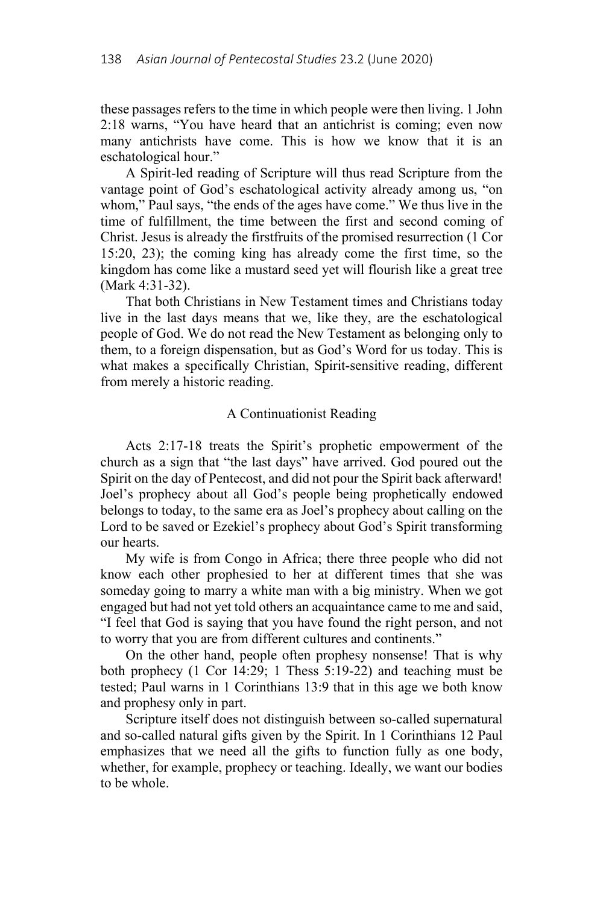these passages refers to the time in which people were then living. 1 John 2:18 warns, "You have heard that an antichrist is coming; even now many antichrists have come. This is how we know that it is an eschatological hour."

A Spirit-led reading of Scripture will thus read Scripture from the vantage point of God's eschatological activity already among us, "on whom," Paul says, "the ends of the ages have come." We thus live in the time of fulfillment, the time between the first and second coming of Christ. Jesus is already the firstfruits of the promised resurrection (1 Cor 15:20, 23); the coming king has already come the first time, so the kingdom has come like a mustard seed yet will flourish like a great tree (Mark 4:31-32).

That both Christians in New Testament times and Christians today live in the last days means that we, like they, are the eschatological people of God. We do not read the New Testament as belonging only to them, to a foreign dispensation, but as God's Word for us today. This is what makes a specifically Christian, Spirit-sensitive reading, different from merely a historic reading.

## A Continuationist Reading

Acts 2:17-18 treats the Spirit's prophetic empowerment of the church as a sign that "the last days" have arrived. God poured out the Spirit on the day of Pentecost, and did not pour the Spirit back afterward! Joel's prophecy about all God's people being prophetically endowed belongs to today, to the same era as Joel's prophecy about calling on the Lord to be saved or Ezekiel's prophecy about God's Spirit transforming our hearts.

My wife is from Congo in Africa; there three people who did not know each other prophesied to her at different times that she was someday going to marry a white man with a big ministry. When we got engaged but had not yet told others an acquaintance came to me and said, "I feel that God is saying that you have found the right person, and not to worry that you are from different cultures and continents."

On the other hand, people often prophesy nonsense! That is why both prophecy (1 Cor 14:29; 1 Thess 5:19-22) and teaching must be tested; Paul warns in 1 Corinthians 13:9 that in this age we both know and prophesy only in part.

Scripture itself does not distinguish between so-called supernatural and so-called natural gifts given by the Spirit. In 1 Corinthians 12 Paul emphasizes that we need all the gifts to function fully as one body, whether, for example, prophecy or teaching. Ideally, we want our bodies to be whole.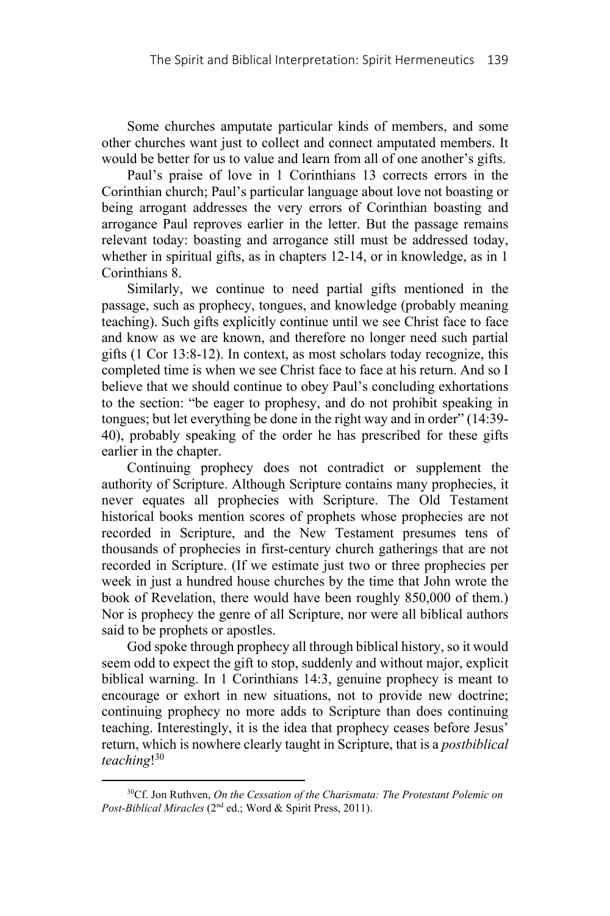Some churches amputate particular kinds of members, and some other churches want just to collect and connect amputated members. It would be better for us to value and learn from all of one another's gifts.

Paul's praise of love in 1 Corinthians 13 corrects errors in the Corinthian church; Paul's particular language about love not boasting or being arrogant addresses the very errors of Corinthian boasting and arrogance Paul reproves earlier in the letter. But the passage remains relevant today: boasting and arrogance still must be addressed today, whether in spiritual gifts, as in chapters 12-14, or in knowledge, as in 1 Corinthians 8.

Similarly, we continue to need partial gifts mentioned in the passage, such as prophecy, tongues, and knowledge (probably meaning teaching). Such gifts explicitly continue until we see Christ face to face and know as we are known, and therefore no longer need such partial gifts (1 Cor 13:8-12). In context, as most scholars today recognize, this completed time is when we see Christ face to face at his return. And so I believe that we should continue to obey Paul's concluding exhortations to the section: "be eager to prophesy, and do not prohibit speaking in tongues; but let everything be done in the right way and in order" (14:39-40), probably speaking of the order he has prescribed for these gifts earlier in the chapter.

Continuing prophecy does not contradict or supplement the authority of Scripture. Although Scripture contains many prophecies, it never equates all prophecies with Scripture. The Old Testament historical books mention scores of prophets whose prophecies are not recorded in Scripture, and the New Testament presumes tens of thousands of prophecies in first-century church gatherings that are not recorded in Scripture. (If we estimate just two or three prophecies per week in just a hundred house churches by the time that John wrote the book of Revelation, there would have been roughly 850,000 of them.) Nor is prophecy the genre of all Scripture, nor were all biblical authors said to be prophets or apostles.

God spoke through prophecy all through biblical history, so it would seem odd to expect the gift to stop, suddenly and without major, explicit biblical warning. In 1 Corinthians 14:3, genuine prophecy is meant to encourage or exhort in new situations, not to provide new doctrine; continuing prophecy no more adds to Scripture than does continuing teaching. Interestingly, it is the idea that prophecy ceases before Jesus' return, which is nowhere clearly taught in Scripture, that is a *postbiblical teaching*![30]

---

[30]Cf. Jon Ruthven, *On the Cessation of the Charismata: The Protestant Polemic on Post-Biblical Miracles* (2nd ed.; Word & Spirit Press, 2011).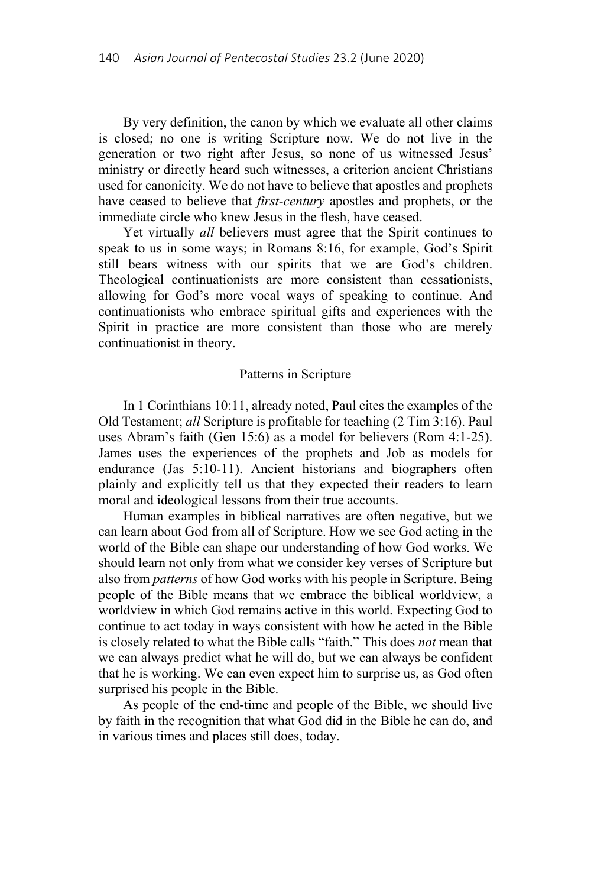By very definition, the canon by which we evaluate all other claims is closed; no one is writing Scripture now. We do not live in the generation or two right after Jesus, so none of us witnessed Jesus' ministry or directly heard such witnesses, a criterion ancient Christians used for canonicity. We do not have to believe that apostles and prophets have ceased to believe that *first-century* apostles and prophets, or the immediate circle who knew Jesus in the flesh, have ceased.

Yet virtually *all* believers must agree that the Spirit continues to speak to us in some ways; in Romans 8:16, for example, God's Spirit still bears witness with our spirits that we are God's children. Theological continuationists are more consistent than cessationists, allowing for God's more vocal ways of speaking to continue. And continuationists who embrace spiritual gifts and experiences with the Spirit in practice are more consistent than those who are merely continuationist in theory.

## Patterns in Scripture

In 1 Corinthians 10:11, already noted, Paul cites the examples of the Old Testament; *all* Scripture is profitable for teaching (2 Tim 3:16). Paul uses Abram's faith (Gen 15:6) as a model for believers (Rom 4:1-25). James uses the experiences of the prophets and Job as models for endurance (Jas 5:10-11). Ancient historians and biographers often plainly and explicitly tell us that they expected their readers to learn moral and ideological lessons from their true accounts.

Human examples in biblical narratives are often negative, but we can learn about God from all of Scripture. How we see God acting in the world of the Bible can shape our understanding of how God works. We should learn not only from what we consider key verses of Scripture but also from *patterns* of how God works with his people in Scripture. Being people of the Bible means that we embrace the biblical worldview, a worldview in which God remains active in this world. Expecting God to continue to act today in ways consistent with how he acted in the Bible is closely related to what the Bible calls "faith." This does *not* mean that we can always predict what he will do, but we can always be confident that he is working. We can even expect him to surprise us, as God often surprised his people in the Bible.

As people of the end-time and people of the Bible, we should live by faith in the recognition that what God did in the Bible he can do, and in various times and places still does, today.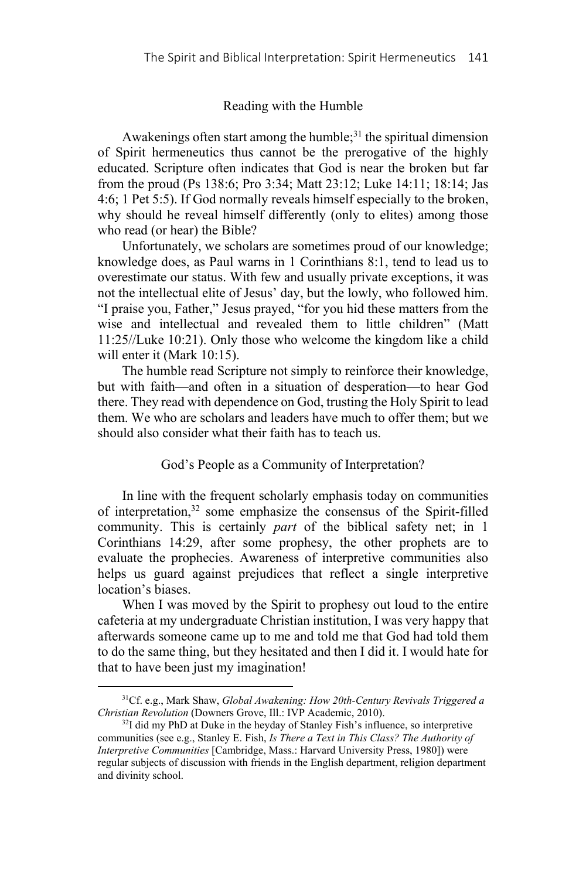### Reading with the Humble

Awakenings often start among the humble;[31] the spiritual dimension of Spirit hermeneutics thus cannot be the prerogative of the highly educated. Scripture often indicates that God is near the broken but far from the proud (Ps 138:6; Pro 3:34; Matt 23:12; Luke 14:11; 18:14; Jas 4:6; 1 Pet 5:5). If God normally reveals himself especially to the broken, why should he reveal himself differently (only to elites) among those who read (or hear) the Bible?

Unfortunately, we scholars are sometimes proud of our knowledge; knowledge does, as Paul warns in 1 Corinthians 8:1, tend to lead us to overestimate our status. With few and usually private exceptions, it was not the intellectual elite of Jesus' day, but the lowly, who followed him. "I praise you, Father," Jesus prayed, "for you hid these matters from the wise and intellectual and revealed them to little children" (Matt 11:25//Luke 10:21). Only those who welcome the kingdom like a child will enter it (Mark 10:15).

The humble read Scripture not simply to reinforce their knowledge, but with faith—and often in a situation of desperation—to hear God there. They read with dependence on God, trusting the Holy Spirit to lead them. We who are scholars and leaders have much to offer them; but we should also consider what their faith has to teach us.

### God's People as a Community of Interpretation?

In line with the frequent scholarly emphasis today on communities of interpretation,[32] some emphasize the consensus of the Spirit-filled community. This is certainly *part* of the biblical safety net; in 1 Corinthians 14:29, after some prophesy, the other prophets are to evaluate the prophecies. Awareness of interpretive communities also helps us guard against prejudices that reflect a single interpretive location's biases.

When I was moved by the Spirit to prophesy out loud to the entire cafeteria at my undergraduate Christian institution, I was very happy that afterwards someone came up to me and told me that God had told them to do the same thing, but they hesitated and then I did it. I would hate for that to have been just my imagination!

---

[31] Cf. e.g., Mark Shaw, *Global Awakening: How 20th-Century Revivals Triggered a Christian Revolution* (Downers Grove, Ill.: IVP Academic, 2010).

[32] I did my PhD at Duke in the heyday of Stanley Fish's influence, so interpretive communities (see e.g., Stanley E. Fish, *Is There a Text in This Class? The Authority of Interpretive Communities* [Cambridge, Mass.: Harvard University Press, 1980]) were regular subjects of discussion with friends in the English department, religion department and divinity school.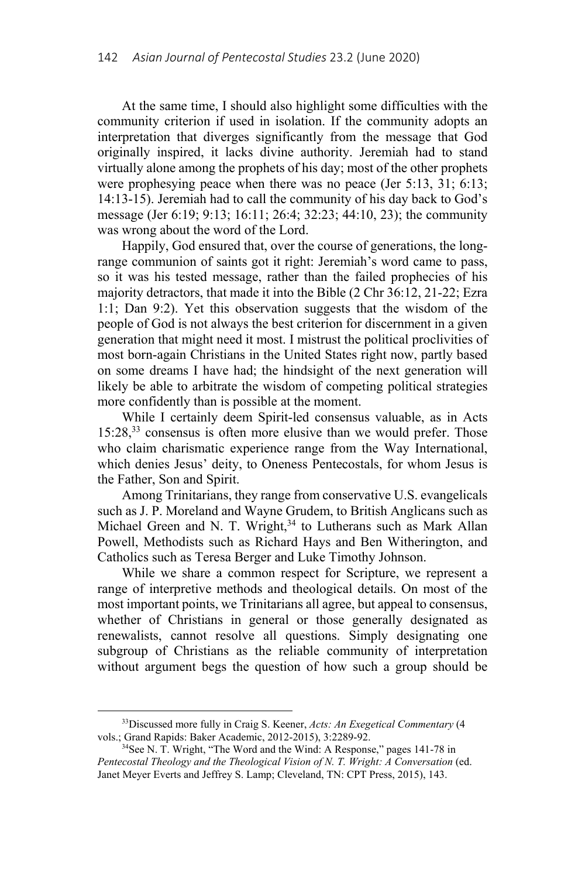At the same time, I should also highlight some difficulties with the community criterion if used in isolation. If the community adopts an interpretation that diverges significantly from the message that God originally inspired, it lacks divine authority. Jeremiah had to stand virtually alone among the prophets of his day; most of the other prophets were prophesying peace when there was no peace (Jer 5:13, 31; 6:13; 14:13-15). Jeremiah had to call the community of his day back to God's message (Jer 6:19; 9:13; 16:11; 26:4; 32:23; 44:10, 23); the community was wrong about the word of the Lord.

Happily, God ensured that, over the course of generations, the long-range communion of saints got it right: Jeremiah's word came to pass, so it was his tested message, rather than the failed prophecies of his majority detractors, that made it into the Bible (2 Chr 36:12, 21-22; Ezra 1:1; Dan 9:2). Yet this observation suggests that the wisdom of the people of God is not always the best criterion for discernment in a given generation that might need it most. I mistrust the political proclivities of most born-again Christians in the United States right now, partly based on some dreams I have had; the hindsight of the next generation will likely be able to arbitrate the wisdom of competing political strategies more confidently than is possible at the moment.

While I certainly deem Spirit-led consensus valuable, as in Acts 15:28,[33] consensus is often more elusive than we would prefer. Those who claim charismatic experience range from the Way International, which denies Jesus' deity, to Oneness Pentecostals, for whom Jesus is the Father, Son and Spirit.

Among Trinitarians, they range from conservative U.S. evangelicals such as J. P. Moreland and Wayne Grudem, to British Anglicans such as Michael Green and N. T. Wright,[34] to Lutherans such as Mark Allan Powell, Methodists such as Richard Hays and Ben Witherington, and Catholics such as Teresa Berger and Luke Timothy Johnson.

While we share a common respect for Scripture, we represent a range of interpretive methods and theological details. On most of the most important points, we Trinitarians all agree, but appeal to consensus, whether of Christians in general or those generally designated as renewalists, cannot resolve all questions. Simply designating one subgroup of Christians as the reliable community of interpretation without argument begs the question of how such a group should be

[33] Discussed more fully in Craig S. Keener, *Acts: An Exegetical Commentary* (4 vols.; Grand Rapids: Baker Academic, 2012-2015), 3:2289-92.

[34] See N. T. Wright, "The Word and the Wind: A Response," pages 141-78 in *Pentecostal Theology and the Theological Vision of N. T. Wright: A Conversation* (ed. Janet Meyer Everts and Jeffrey S. Lamp; Cleveland, TN: CPT Press, 2015), 143.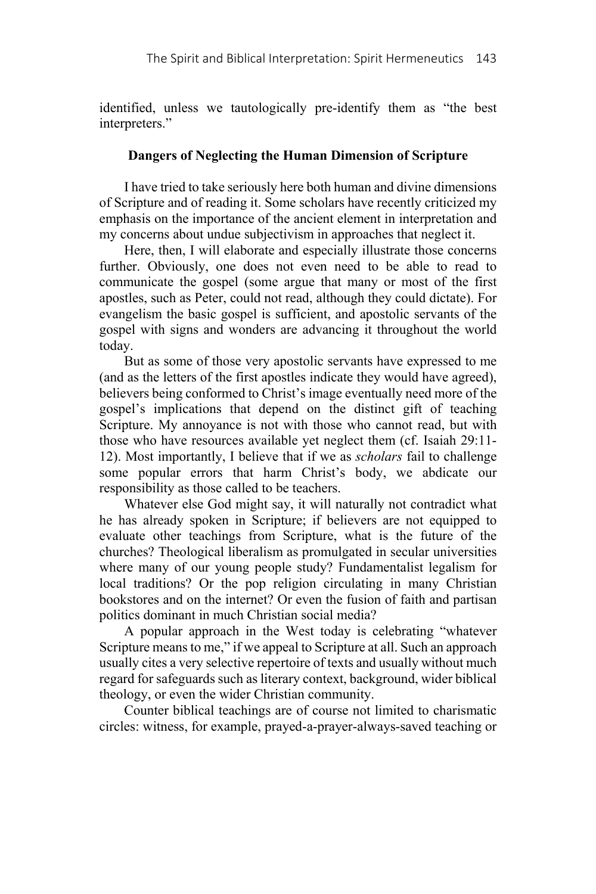identified, unless we tautologically pre-identify them as "the best interpreters."

## Dangers of Neglecting the Human Dimension of Scripture

I have tried to take seriously here both human and divine dimensions of Scripture and of reading it. Some scholars have recently criticized my emphasis on the importance of the ancient element in interpretation and my concerns about undue subjectivism in approaches that neglect it.

Here, then, I will elaborate and especially illustrate those concerns further. Obviously, one does not even need to be able to read to communicate the gospel (some argue that many or most of the first apostles, such as Peter, could not read, although they could dictate). For evangelism the basic gospel is sufficient, and apostolic servants of the gospel with signs and wonders are advancing it throughout the world today.

But as some of those very apostolic servants have expressed to me (and as the letters of the first apostles indicate they would have agreed), believers being conformed to Christ's image eventually need more of the gospel's implications that depend on the distinct gift of teaching Scripture. My annoyance is not with those who cannot read, but with those who have resources available yet neglect them (cf. Isaiah 29:11-12). Most importantly, I believe that if we as *scholars* fail to challenge some popular errors that harm Christ's body, we abdicate our responsibility as those called to be teachers.

Whatever else God might say, it will naturally not contradict what he has already spoken in Scripture; if believers are not equipped to evaluate other teachings from Scripture, what is the future of the churches? Theological liberalism as promulgated in secular universities where many of our young people study? Fundamentalist legalism for local traditions? Or the pop religion circulating in many Christian bookstores and on the internet? Or even the fusion of faith and partisan politics dominant in much Christian social media?

A popular approach in the West today is celebrating "whatever Scripture means to me," if we appeal to Scripture at all. Such an approach usually cites a very selective repertoire of texts and usually without much regard for safeguards such as literary context, background, wider biblical theology, or even the wider Christian community.

Counter biblical teachings are of course not limited to charismatic circles: witness, for example, prayed-a-prayer-always-saved teaching or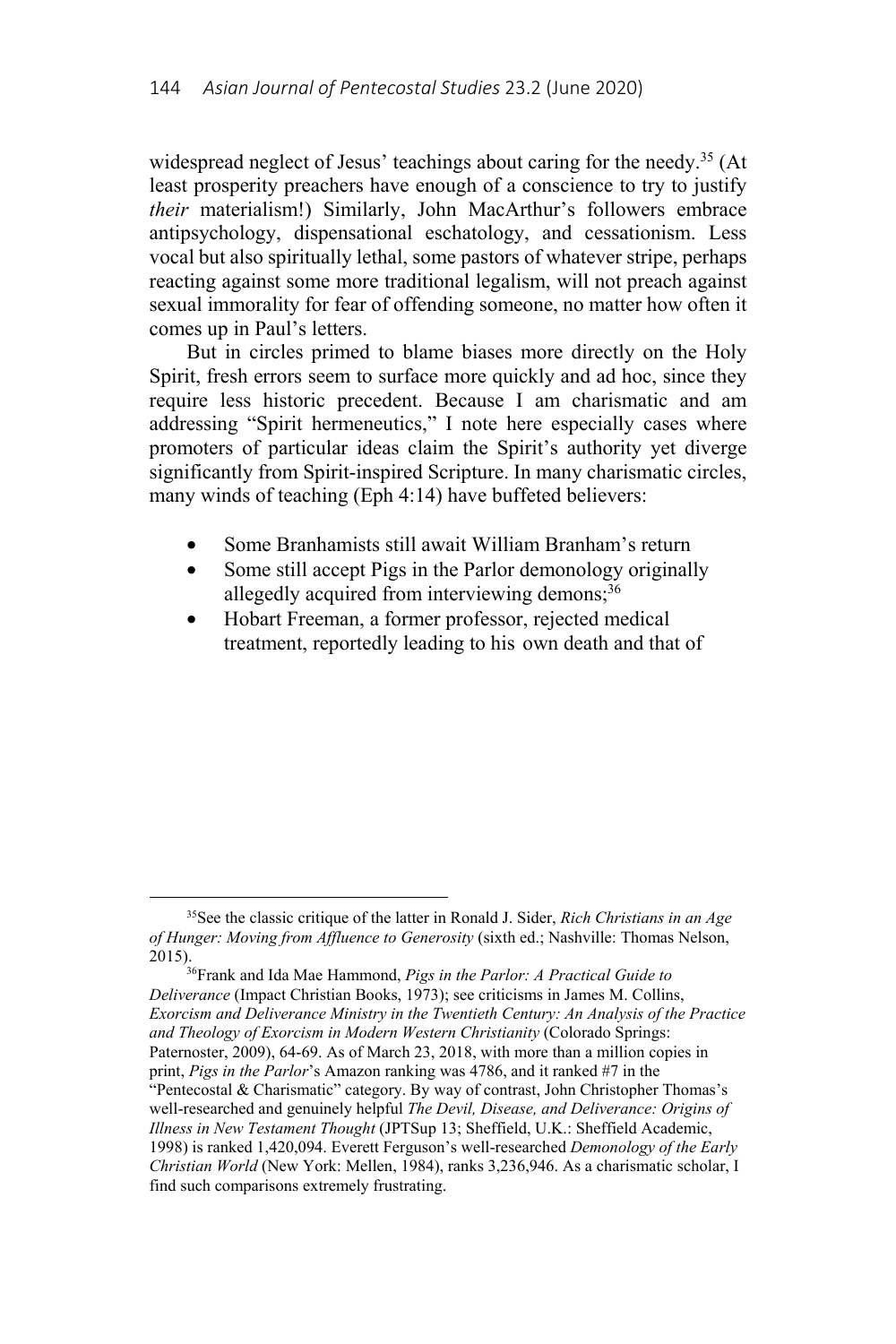widespread neglect of Jesus' teachings about caring for the needy.[35] (At least prosperity preachers have enough of a conscience to try to justify *their* materialism!) Similarly, John MacArthur's followers embrace antipsychology, dispensational eschatology, and cessationism. Less vocal but also spiritually lethal, some pastors of whatever stripe, perhaps reacting against some more traditional legalism, will not preach against sexual immorality for fear of offending someone, no matter how often it comes up in Paul's letters.

But in circles primed to blame biases more directly on the Holy Spirit, fresh errors seem to surface more quickly and ad hoc, since they require less historic precedent. Because I am charismatic and am addressing "Spirit hermeneutics," I note here especially cases where promoters of particular ideas claim the Spirit's authority yet diverge significantly from Spirit-inspired Scripture. In many charismatic circles, many winds of teaching (Eph 4:14) have buffeted believers:

- Some Branhamists still await William Branham's return
- Some still accept Pigs in the Parlor demonology originally allegedly acquired from interviewing demons;[36]
- Hobart Freeman, a former professor, rejected medical treatment, reportedly leading to his own death and that of

---

[35]See the classic critique of the latter in Ronald J. Sider, *Rich Christians in an Age of Hunger: Moving from Affluence to Generosity* (sixth ed.; Nashville: Thomas Nelson, 2015).

[36]Frank and Ida Mae Hammond, *Pigs in the Parlor: A Practical Guide to Deliverance* (Impact Christian Books, 1973); see criticisms in James M. Collins, *Exorcism and Deliverance Ministry in the Twentieth Century: An Analysis of the Practice and Theology of Exorcism in Modern Western Christianity* (Colorado Springs: Paternoster, 2009), 64-69. As of March 23, 2018, with more than a million copies in print, *Pigs in the Parlor*'s Amazon ranking was 4786, and it ranked #7 in the "Pentecostal & Charismatic" category. By way of contrast, John Christopher Thomas's well-researched and genuinely helpful *The Devil, Disease, and Deliverance: Origins of Illness in New Testament Thought* (JPTSup 13; Sheffield, U.K.: Sheffield Academic, 1998) is ranked 1,420,094. Everett Ferguson's well-researched *Demonology of the Early Christian World* (New York: Mellen, 1984), ranks 3,236,946. As a charismatic scholar, I find such comparisons extremely frustrating.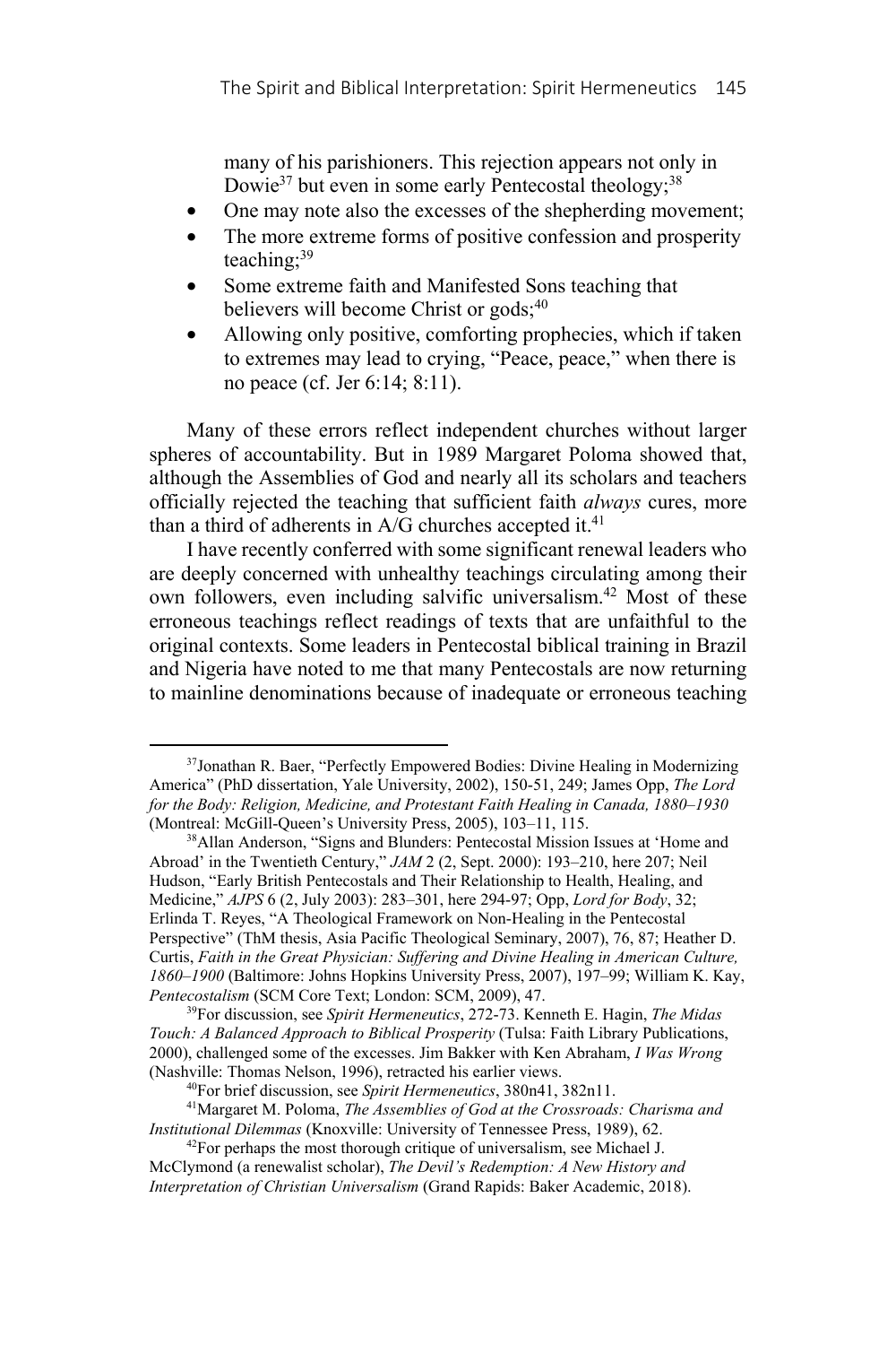many of his parishioners. This rejection appears not only in Dowie[37] but even in some early Pentecostal theology;[38]

- One may note also the excesses of the shepherding movement;
- The more extreme forms of positive confession and prosperity teaching;[39]
- Some extreme faith and Manifested Sons teaching that believers will become Christ or gods;[40]
- Allowing only positive, comforting prophecies, which if taken to extremes may lead to crying, "Peace, peace," when there is no peace (cf. Jer 6:14; 8:11).

Many of these errors reflect independent churches without larger spheres of accountability. But in 1989 Margaret Poloma showed that, although the Assemblies of God and nearly all its scholars and teachers officially rejected the teaching that sufficient faith *always* cures, more than a third of adherents in A/G churches accepted it.[41]

I have recently conferred with some significant renewal leaders who are deeply concerned with unhealthy teachings circulating among their own followers, even including salvific universalism.[42] Most of these erroneous teachings reflect readings of texts that are unfaithful to the original contexts. Some leaders in Pentecostal biblical training in Brazil and Nigeria have noted to me that many Pentecostals are now returning to mainline denominations because of inadequate or erroneous teaching

---

[37] Jonathan R. Baer, "Perfectly Empowered Bodies: Divine Healing in Modernizing America" (PhD dissertation, Yale University, 2002), 150-51, 249; James Opp, *The Lord for the Body: Religion, Medicine, and Protestant Faith Healing in Canada, 1880–1930* (Montreal: McGill-Queen's University Press, 2005), 103–11, 115.

[38] Allan Anderson, "Signs and Blunders: Pentecostal Mission Issues at 'Home and Abroad' in the Twentieth Century," *JAM* 2 (2, Sept. 2000): 193–210, here 207; Neil Hudson, "Early British Pentecostals and Their Relationship to Health, Healing, and Medicine," *AJPS* 6 (2, July 2003): 283–301, here 294-97; Opp, *Lord for Body*, 32; Erlinda T. Reyes, "A Theological Framework on Non-Healing in the Pentecostal Perspective" (ThM thesis, Asia Pacific Theological Seminary, 2007), 76, 87; Heather D. Curtis, *Faith in the Great Physician: Suffering and Divine Healing in American Culture, 1860–1900* (Baltimore: Johns Hopkins University Press, 2007), 197–99; William K. Kay, *Pentecostalism* (SCM Core Text; London: SCM, 2009), 47.

[39] For discussion, see *Spirit Hermeneutics*, 272-73. Kenneth E. Hagin, *The Midas Touch: A Balanced Approach to Biblical Prosperity* (Tulsa: Faith Library Publications, 2000), challenged some of the excesses. Jim Bakker with Ken Abraham, *I Was Wrong* (Nashville: Thomas Nelson, 1996), retracted his earlier views.

[40] For brief discussion, see *Spirit Hermeneutics*, 380n41, 382n11.

[41] Margaret M. Poloma, *The Assemblies of God at the Crossroads: Charisma and Institutional Dilemmas* (Knoxville: University of Tennessee Press, 1989), 62.

[42] For perhaps the most thorough critique of universalism, see Michael J. McClymond (a renewalist scholar), *The Devil's Redemption: A New History and Interpretation of Christian Universalism* (Grand Rapids: Baker Academic, 2018).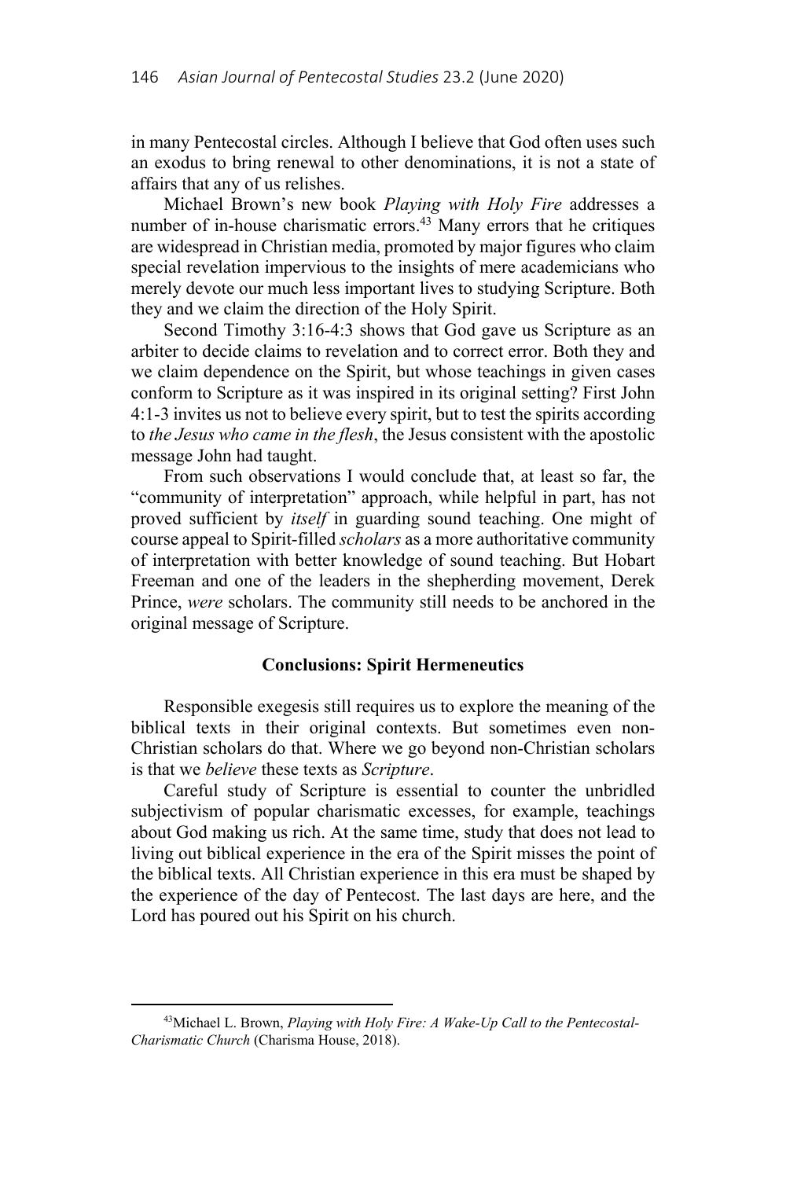in many Pentecostal circles. Although I believe that God often uses such an exodus to bring renewal to other denominations, it is not a state of affairs that any of us relishes.

Michael Brown's new book *Playing with Holy Fire* addresses a number of in-house charismatic errors.[43] Many errors that he critiques are widespread in Christian media, promoted by major figures who claim special revelation impervious to the insights of mere academicians who merely devote our much less important lives to studying Scripture. Both they and we claim the direction of the Holy Spirit.

Second Timothy 3:16-4:3 shows that God gave us Scripture as an arbiter to decide claims to revelation and to correct error. Both they and we claim dependence on the Spirit, but whose teachings in given cases conform to Scripture as it was inspired in its original setting? First John 4:1-3 invites us not to believe every spirit, but to test the spirits according to *the Jesus who came in the flesh*, the Jesus consistent with the apostolic message John had taught.

From such observations I would conclude that, at least so far, the "community of interpretation" approach, while helpful in part, has not proved sufficient by *itself* in guarding sound teaching. One might of course appeal to Spirit-filled *scholars* as a more authoritative community of interpretation with better knowledge of sound teaching. But Hobart Freeman and one of the leaders in the shepherding movement, Derek Prince, *were* scholars. The community still needs to be anchored in the original message of Scripture.

## Conclusions: Spirit Hermeneutics

Responsible exegesis still requires us to explore the meaning of the biblical texts in their original contexts. But sometimes even non-Christian scholars do that. Where we go beyond non-Christian scholars is that we *believe* these texts as *Scripture*.

Careful study of Scripture is essential to counter the unbridled subjectivism of popular charismatic excesses, for example, teachings about God making us rich. At the same time, study that does not lead to living out biblical experience in the era of the Spirit misses the point of the biblical texts. All Christian experience in this era must be shaped by the experience of the day of Pentecost. The last days are here, and the Lord has poured out his Spirit on his church.

---

[43] Michael L. Brown, *Playing with Holy Fire: A Wake-Up Call to the Pentecostal-Charismatic Church* (Charisma House, 2018).